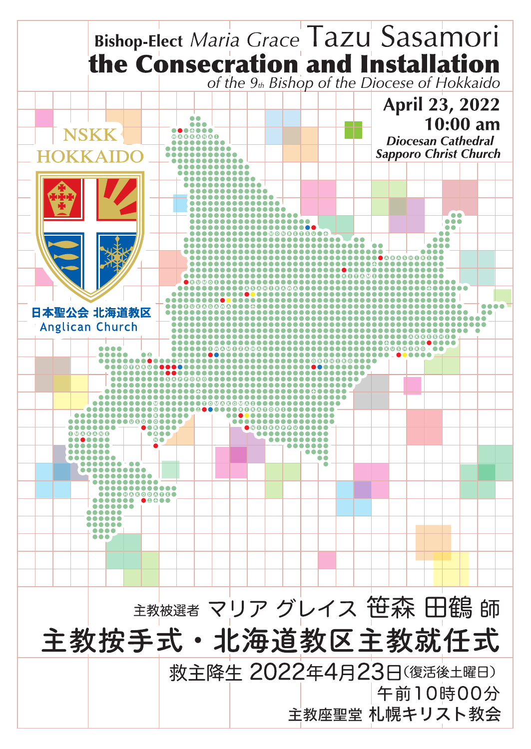Bishop-Elect *Maria Grace* Tazu Sasamori

# the Consecration and Installation

*of the 9th Bishop of the Diocese of Hokkaido*

**April 23, 2022**

**10:00 am**

***Diocesan Cathedral***

***Sapporo Christ Church***

NSKK
HOKKAIDO

日本聖公会 北海道教区
Anglican Church

WAKKANAI
MONBETSU
ABASHIRI
KITAMI
RUMOI
ASAHIKAWA
FUKAGAWA
AKKESHI
KUSHIRO
IWAMIZAWA
OTARU
SAPPORO
OBIHIRO
TOMAKOMAI
BIRATORI
MURORAN
USU
NIIKAPPU
IMAKANE
HAKODATE

主教被選者 マリア グレイス 笹森 田鶴 師

# 主教按手式・北海道教区主教就任式

救主降生 2022年4月23日（復活後土曜日）

午前10時00分

主教座聖堂 札幌キリスト教会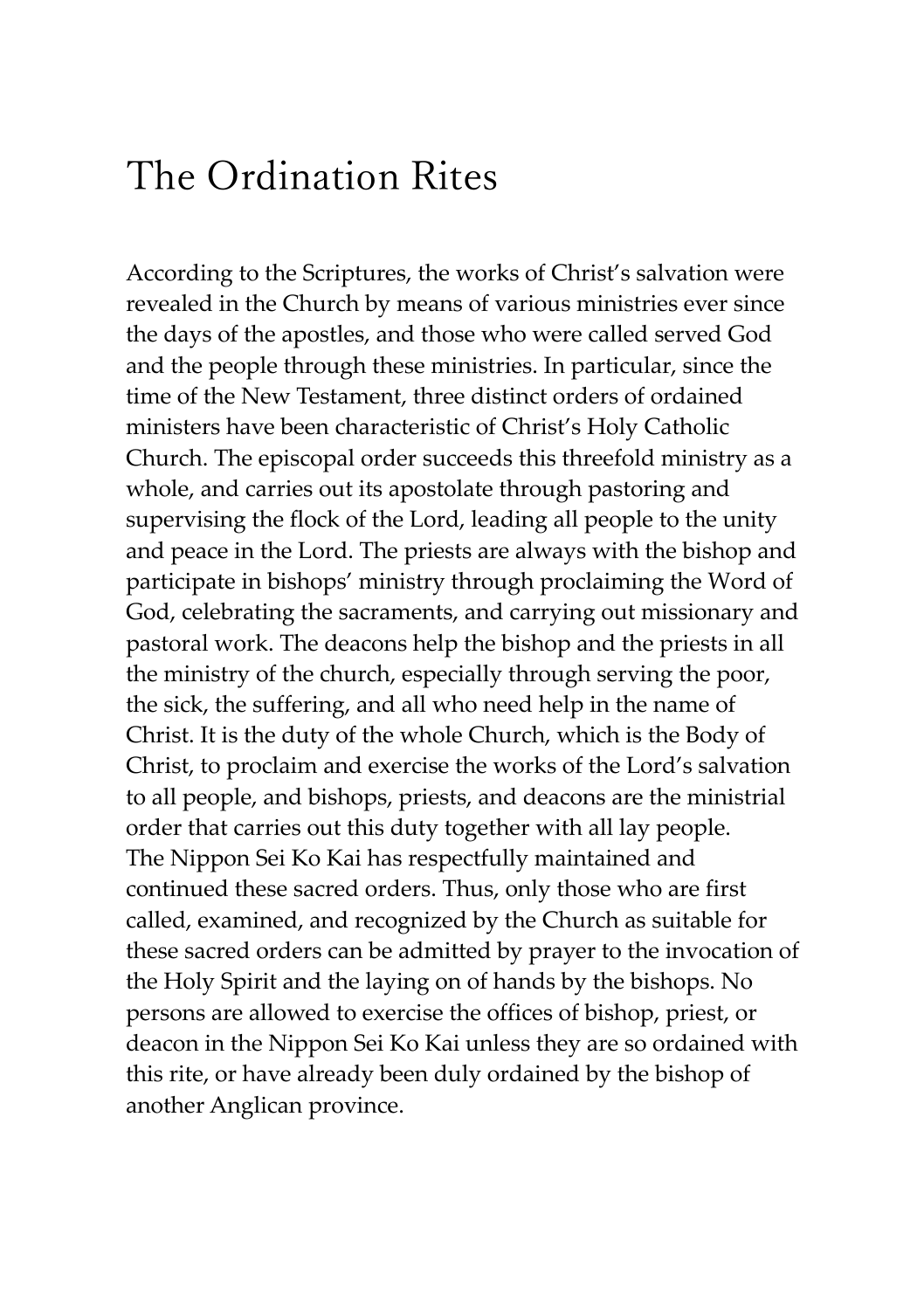# The Ordination Rites

According to the Scriptures, the works of Christ's salvation were revealed in the Church by means of various ministries ever since the days of the apostles, and those who were called served God and the people through these ministries. In particular, since the time of the New Testament, three distinct orders of ordained ministers have been characteristic of Christ's Holy Catholic Church. The episcopal order succeeds this threefold ministry as a whole, and carries out its apostolate through pastoring and supervising the flock of the Lord, leading all people to the unity and peace in the Lord. The priests are always with the bishop and participate in bishops' ministry through proclaiming the Word of God, celebrating the sacraments, and carrying out missionary and pastoral work. The deacons help the bishop and the priests in all the ministry of the church, especially through serving the poor, the sick, the suffering, and all who need help in the name of Christ. It is the duty of the whole Church, which is the Body of Christ, to proclaim and exercise the works of the Lord's salvation to all people, and bishops, priests, and deacons are the ministrial order that carries out this duty together with all lay people.

The Nippon Sei Ko Kai has respectfully maintained and continued these sacred orders. Thus, only those who are first called, examined, and recognized by the Church as suitable for these sacred orders can be admitted by prayer to the invocation of the Holy Spirit and the laying on of hands by the bishops. No persons are allowed to exercise the offices of bishop, priest, or deacon in the Nippon Sei Ko Kai unless they are so ordained with this rite, or have already been duly ordained by the bishop of another Anglican province.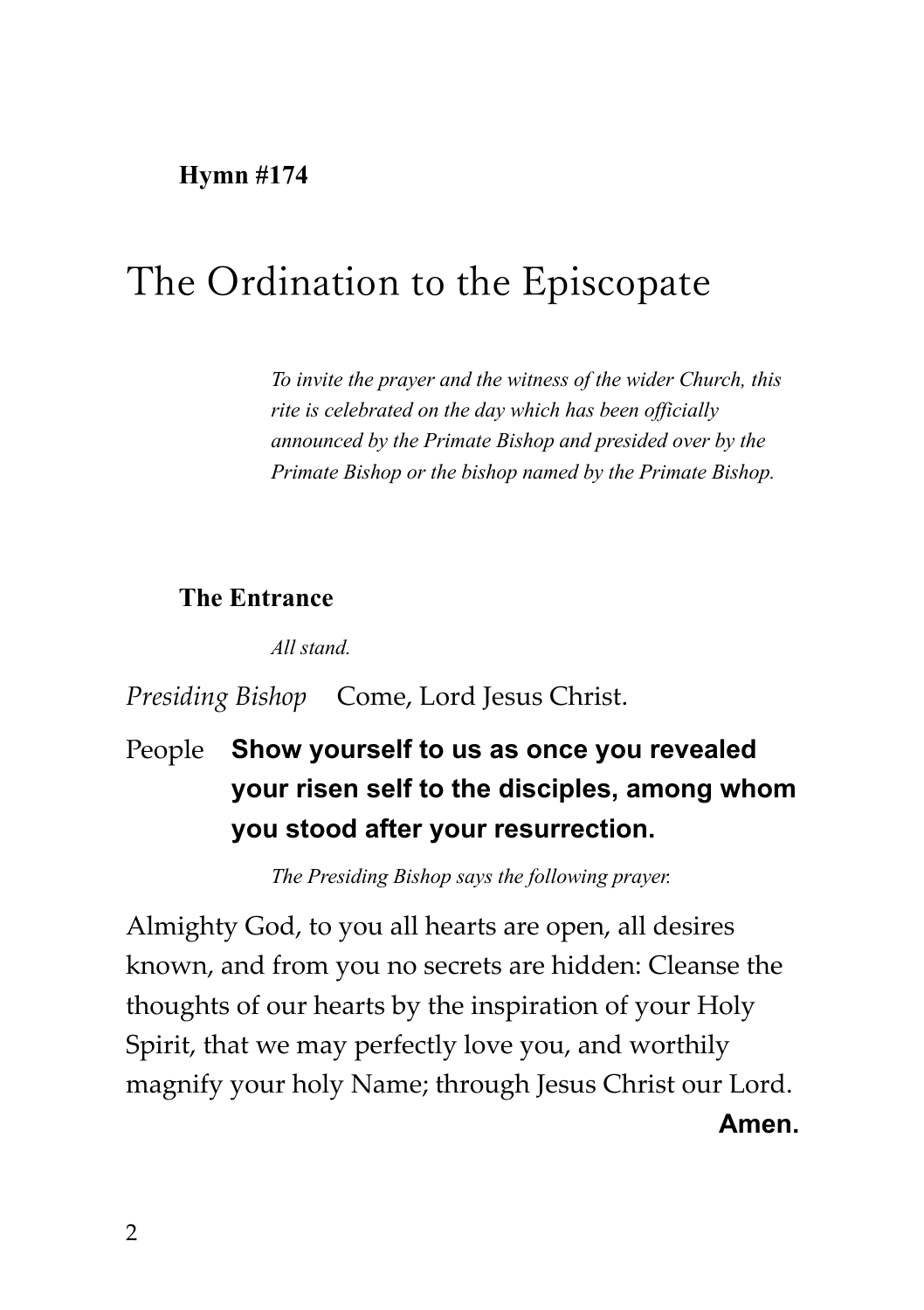**Hymn #174**

# The Ordination to the Episcopate

*To invite the prayer and the witness of the wider Church, this rite is celebrated on the day which has been officially announced by the Primate Bishop and presided over by the Primate Bishop or the bishop named by the Primate Bishop.*

**The Entrance**

*All stand.*

*Presiding Bishop* Come, Lord Jesus Christ.

People **Show yourself to us as once you revealed your risen self to the disciples, among whom you stood after your resurrection.**

*The Presiding Bishop says the following prayer.*

Almighty God, to you all hearts are open, all desires known, and from you no secrets are hidden: Cleanse the thoughts of our hearts by the inspiration of your Holy Spirit, that we may perfectly love you, and worthily magnify your holy Name; through Jesus Christ our Lord. **Amen.**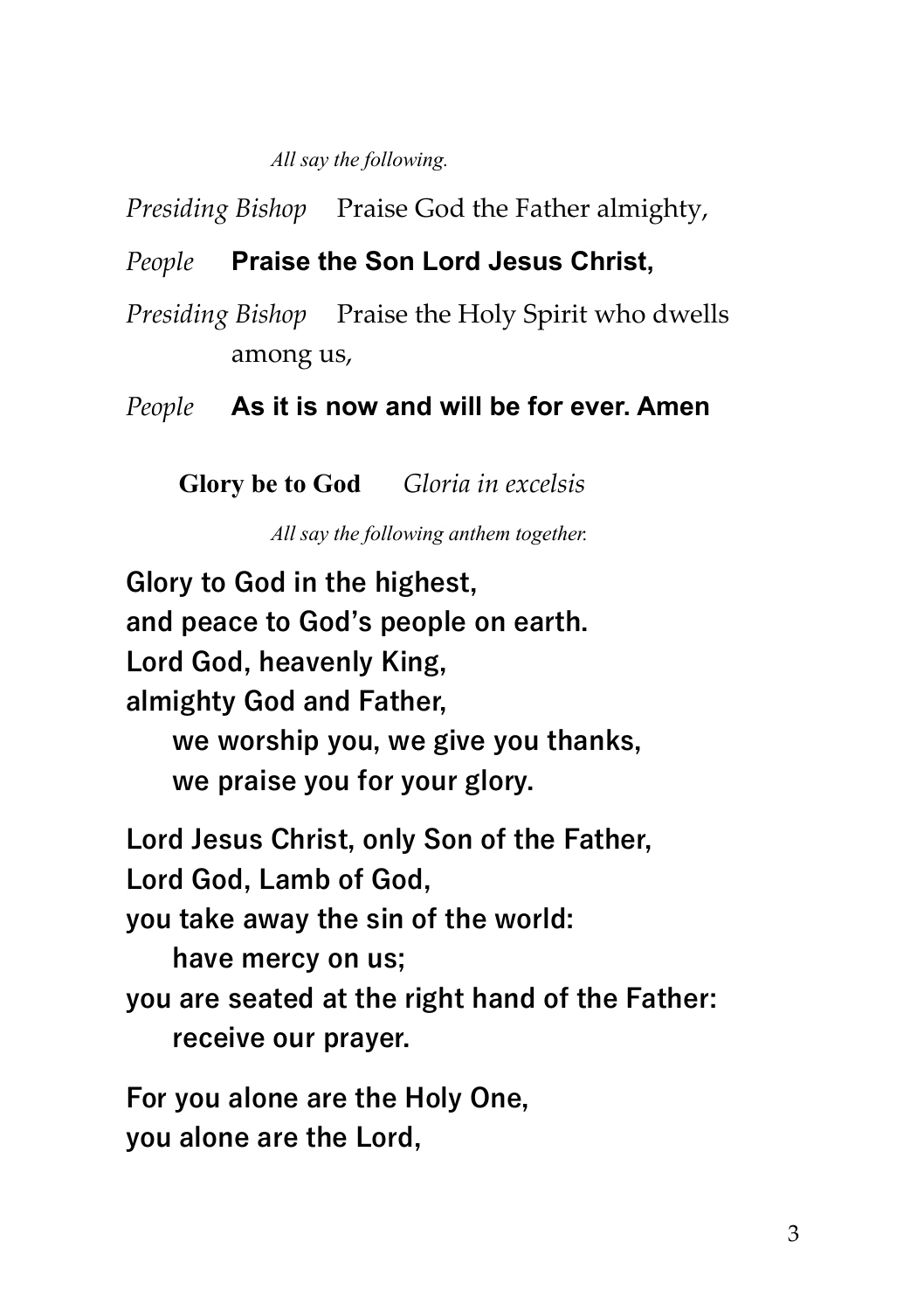*All say the following.*

*Presiding Bishop* Praise God the Father almighty,

*People* **Praise the Son Lord Jesus Christ,**

*Presiding Bishop* Praise the Holy Spirit who dwells among us,

*People* **As it is now and will be for ever. Amen**

**Glory be to God** *Gloria in excelsis*

*All say the following anthem together.*

**Glory to God in the highest,**
**and peace to God's people on earth.**
**Lord God, heavenly King,**
**almighty God and Father,**
**we worship you, we give you thanks,**
**we praise you for your glory.**

**Lord Jesus Christ, only Son of the Father,**
**Lord God, Lamb of God,**
**you take away the sin of the world:**
**have mercy on us;**
**you are seated at the right hand of the Father:**
**receive our prayer.**

**For you alone are the Holy One,**
**you alone are the Lord,**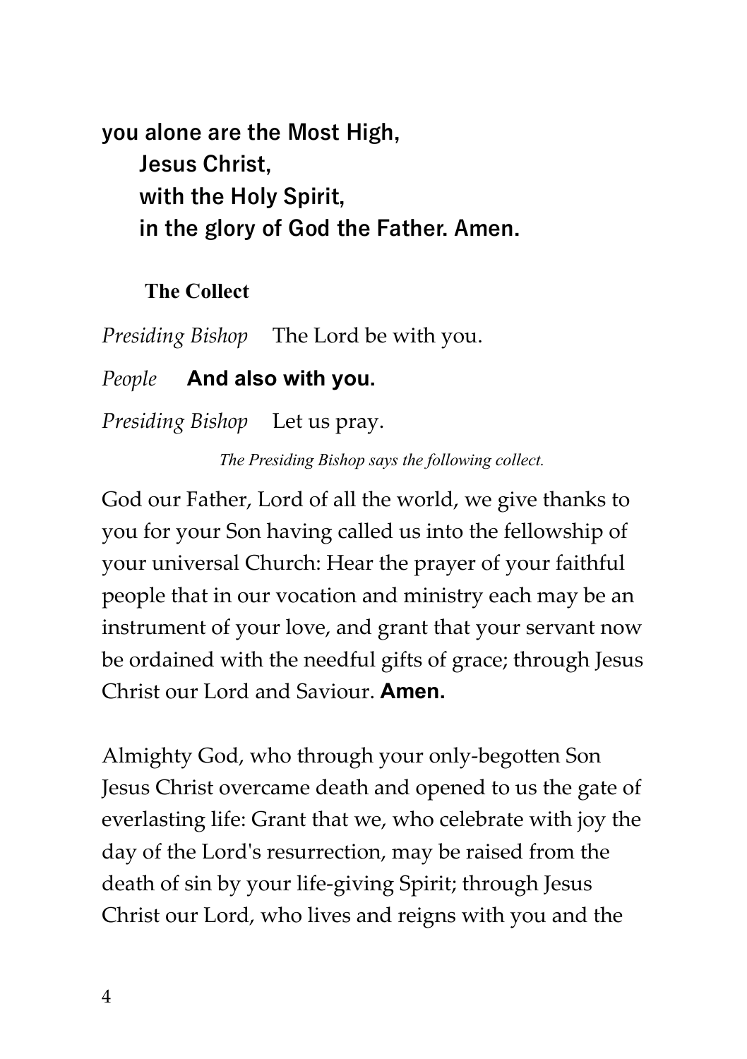**you alone are the Most High,**
**Jesus Christ,**
**with the Holy Spirit,**
**in the glory of God the Father. Amen.**

### The Collect

*Presiding Bishop* The Lord be with you.

*People* **And also with you.**

*Presiding Bishop* Let us pray.

*The Presiding Bishop says the following collect.*

God our Father, Lord of all the world, we give thanks to you for your Son having called us into the fellowship of your universal Church: Hear the prayer of your faithful people that in our vocation and ministry each may be an instrument of your love, and grant that your servant now be ordained with the needful gifts of grace; through Jesus Christ our Lord and Saviour. **Amen.**

Almighty God, who through your only-begotten Son Jesus Christ overcame death and opened to us the gate of everlasting life: Grant that we, who celebrate with joy the day of the Lord's resurrection, may be raised from the death of sin by your life-giving Spirit; through Jesus Christ our Lord, who lives and reigns with you and the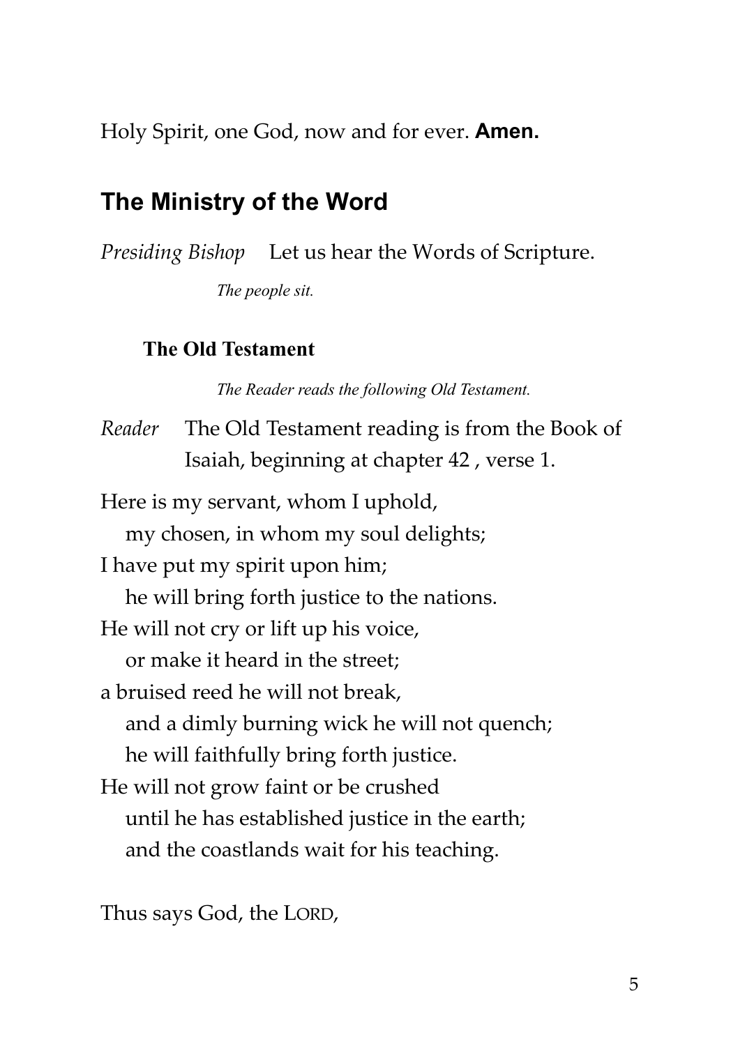Holy Spirit, one God, now and for ever. **Amen.**

## The Ministry of the Word

*Presiding Bishop* Let us hear the Words of Scripture.

*The people sit.*

### The Old Testament

*The Reader reads the following Old Testament.*

*Reader* The Old Testament reading is from the Book of Isaiah, beginning at chapter 42 , verse 1.

Here is my servant, whom I uphold,
  my chosen, in whom my soul delights;
I have put my spirit upon him;
  he will bring forth justice to the nations.
He will not cry or lift up his voice,
  or make it heard in the street;
a bruised reed he will not break,
  and a dimly burning wick he will not quench;
  he will faithfully bring forth justice.
He will not grow faint or be crushed
  until he has established justice in the earth;
  and the coastlands wait for his teaching.

Thus says God, the LORD,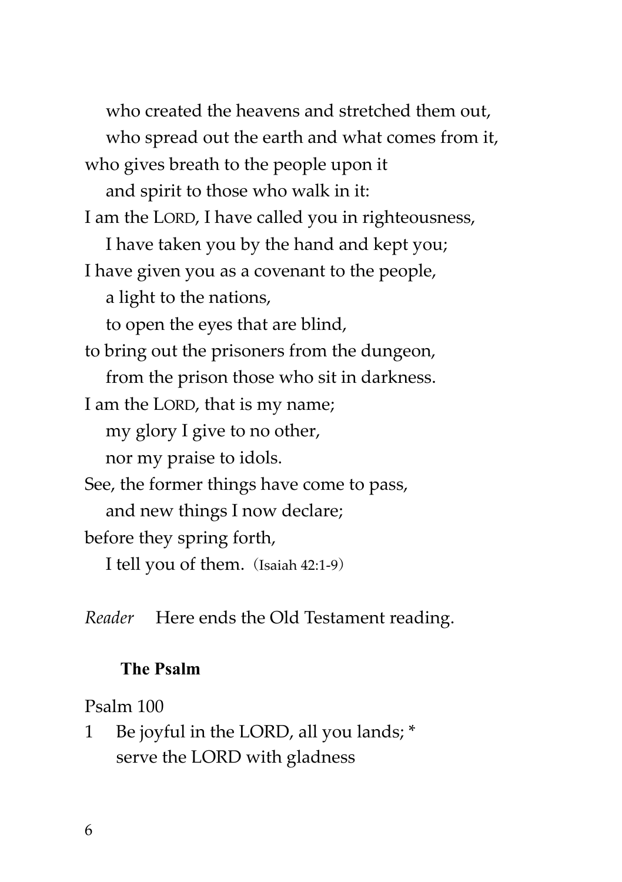who created the heavens and stretched them out,
who spread out the earth and what comes from it,
who gives breath to the people upon it
and spirit to those who walk in it:
I am the LORD, I have called you in righteousness,
I have taken you by the hand and kept you;
I have given you as a covenant to the people,
a light to the nations,
to open the eyes that are blind,
to bring out the prisoners from the dungeon,
from the prison those who sit in darkness.
I am the LORD, that is my name;
my glory I give to no other,
nor my praise to idols.
See, the former things have come to pass,
and new things I now declare;
before they spring forth,
I tell you of them. (Isaiah 42:1-9)

*Reader* Here ends the Old Testament reading.

**The Psalm**

Psalm 100

1 Be joyful in the LORD, all you lands; *
serve the LORD with gladness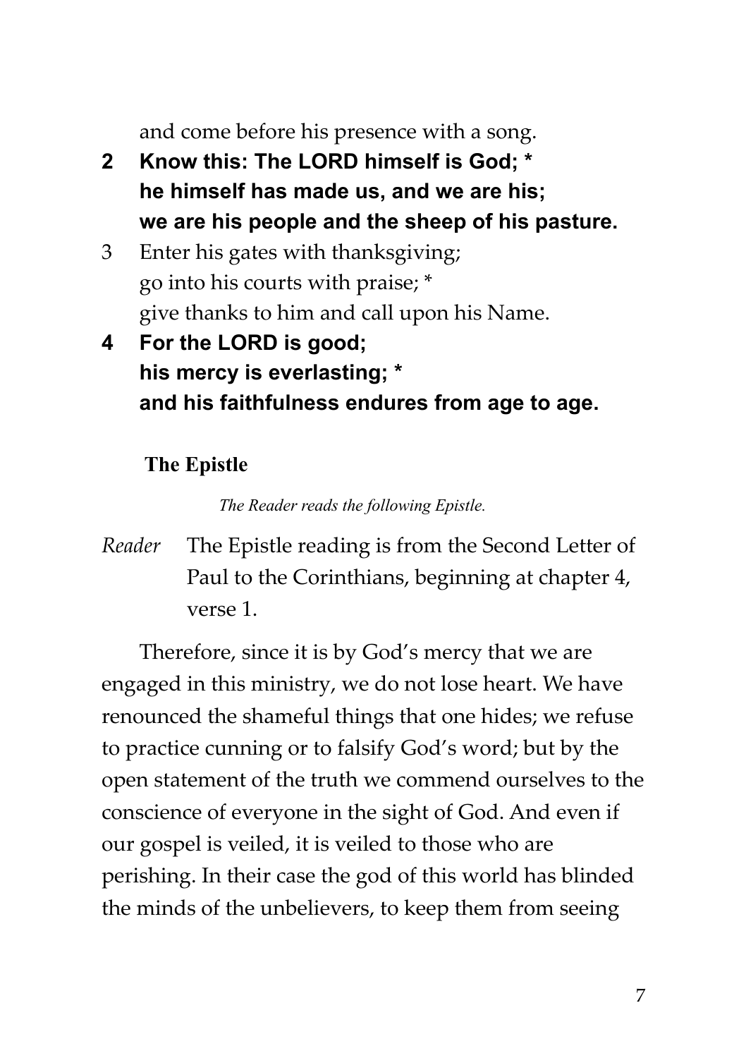and come before his presence with a song.

**2 Know this: The LORD himself is God; *
he himself has made us, and we are his;
we are his people and the sheep of his pasture.**

3 Enter his gates with thanksgiving;
go into his courts with praise; *
give thanks to him and call upon his Name.

**4 For the LORD is good;
his mercy is everlasting; *
and his faithfulness endures from age to age.**

### The Epistle

*The Reader reads the following Epistle.*

*Reader* The Epistle reading is from the Second Letter of Paul to the Corinthians, beginning at chapter 4, verse 1.

Therefore, since it is by God's mercy that we are engaged in this ministry, we do not lose heart. We have renounced the shameful things that one hides; we refuse to practice cunning or to falsify God's word; but by the open statement of the truth we commend ourselves to the conscience of everyone in the sight of God. And even if our gospel is veiled, it is veiled to those who are perishing. In their case the god of this world has blinded the minds of the unbelievers, to keep them from seeing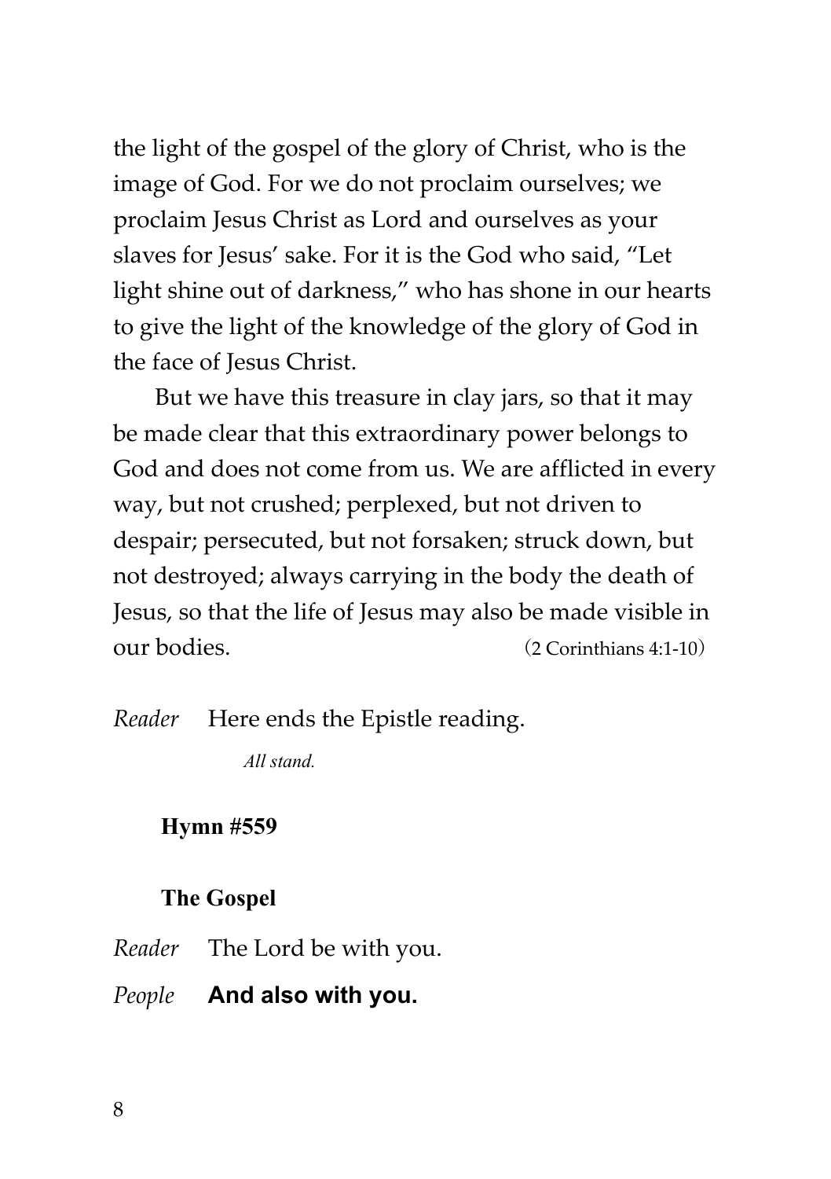the light of the gospel of the glory of Christ, who is the image of God. For we do not proclaim ourselves; we proclaim Jesus Christ as Lord and ourselves as your slaves for Jesus' sake. For it is the God who said, "Let light shine out of darkness," who has shone in our hearts to give the light of the knowledge of the glory of God in the face of Jesus Christ.

But we have this treasure in clay jars, so that it may be made clear that this extraordinary power belongs to God and does not come from us. We are afflicted in every way, but not crushed; perplexed, but not driven to despair; persecuted, but not forsaken; struck down, but not destroyed; always carrying in the body the death of Jesus, so that the life of Jesus may also be made visible in our bodies. (2 Corinthians 4:1-10)

*Reader* Here ends the Epistle reading.

*All stand.*

**Hymn #559**

**The Gospel**

*Reader* The Lord be with you.

*People* **And also with you.**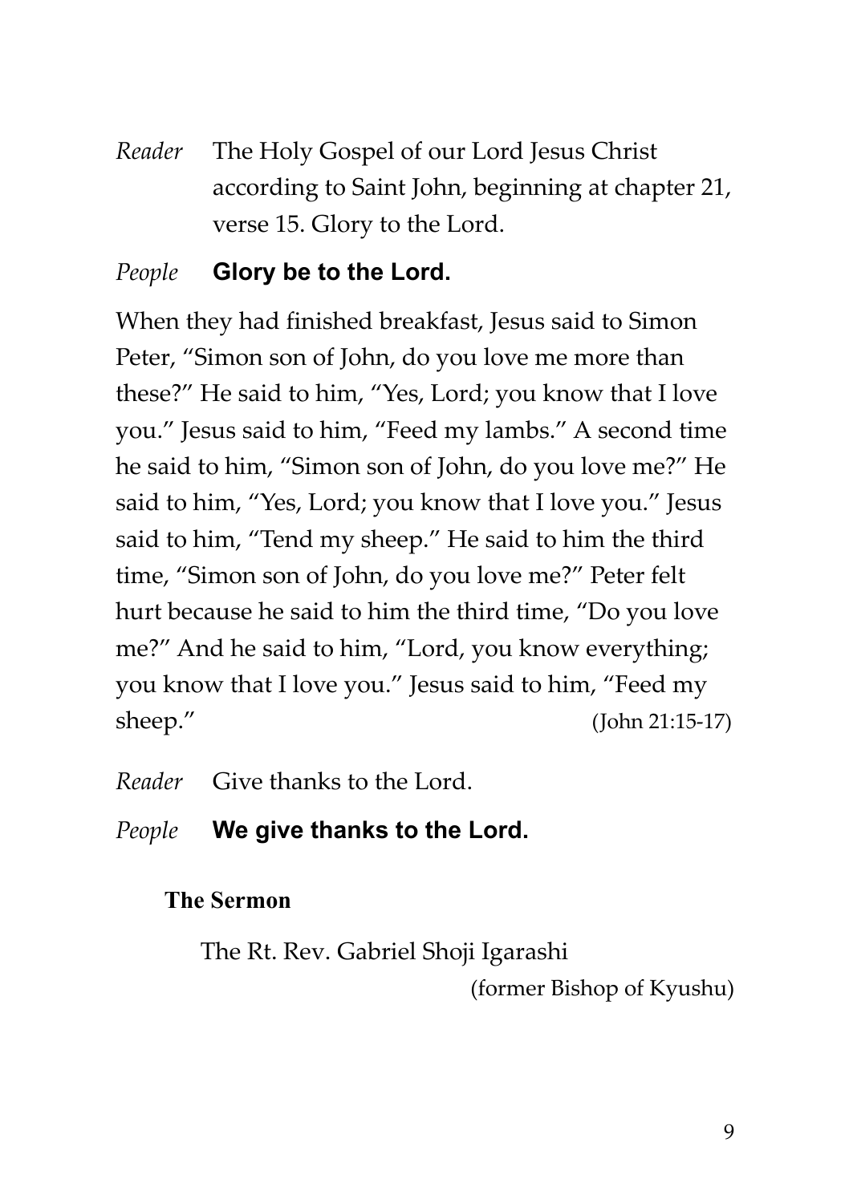*Reader* The Holy Gospel of our Lord Jesus Christ according to Saint John, beginning at chapter 21, verse 15. Glory to the Lord.

*People* **Glory be to the Lord.**

When they had finished breakfast, Jesus said to Simon Peter, "Simon son of John, do you love me more than these?" He said to him, "Yes, Lord; you know that I love you." Jesus said to him, "Feed my lambs." A second time he said to him, "Simon son of John, do you love me?" He said to him, "Yes, Lord; you know that I love you." Jesus said to him, "Tend my sheep." He said to him the third time, "Simon son of John, do you love me?" Peter felt hurt because he said to him the third time, "Do you love me?" And he said to him, "Lord, you know everything; you know that I love you." Jesus said to him, "Feed my sheep." (John 21:15-17)

*Reader* Give thanks to the Lord.

*People* **We give thanks to the Lord.**

**The Sermon**

The Rt. Rev. Gabriel Shoji Igarashi
(former Bishop of Kyushu)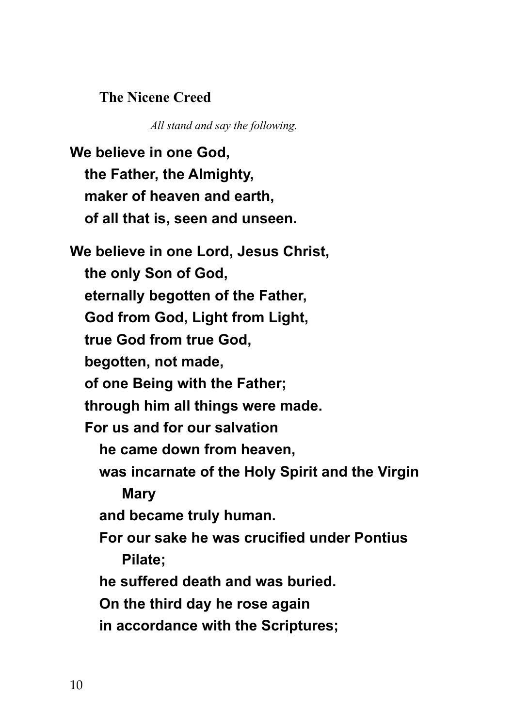## The Nicene Creed

*All stand and say the following.*

**We believe in one God,**
**the Father, the Almighty,**
**maker of heaven and earth,**
**of all that is, seen and unseen.**

**We believe in one Lord, Jesus Christ,**
**the only Son of God,**
**eternally begotten of the Father,**
**God from God, Light from Light,**
**true God from true God,**
**begotten, not made,**
**of one Being with the Father;**
**through him all things were made.**
**For us and for our salvation**
**he came down from heaven,**
**was incarnate of the Holy Spirit and the Virgin Mary**
**and became truly human.**
**For our sake he was crucified under Pontius Pilate;**
**he suffered death and was buried.**
**On the third day he rose again**
**in accordance with the Scriptures;**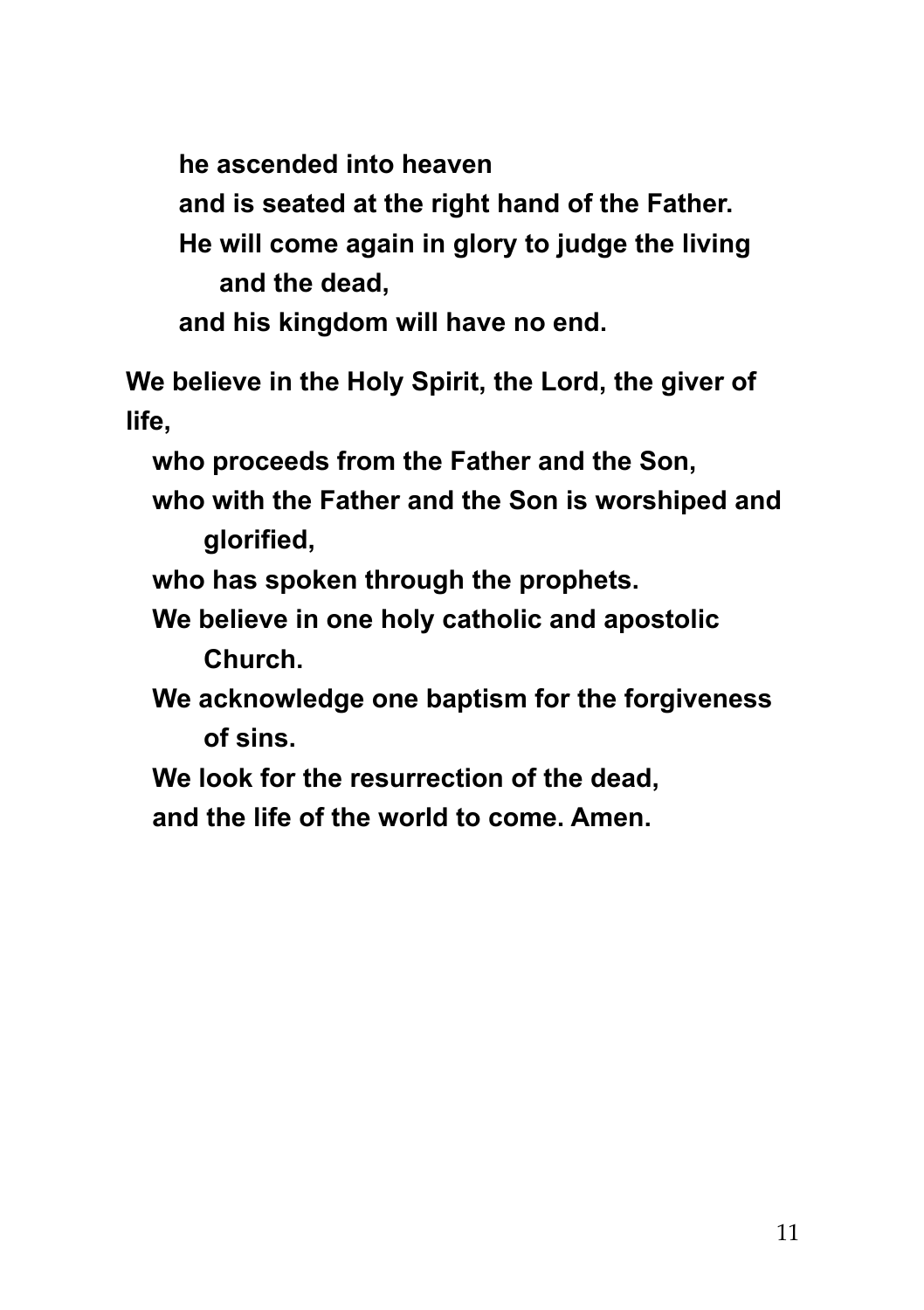**he ascended into heaven**
**and is seated at the right hand of the Father.**
**He will come again in glory to judge the living and the dead,**
**and his kingdom will have no end.**

**We believe in the Holy Spirit, the Lord, the giver of life,**
**who proceeds from the Father and the Son,**
**who with the Father and the Son is worshiped and glorified,**
**who has spoken through the prophets.**
**We believe in one holy catholic and apostolic Church.**
**We acknowledge one baptism for the forgiveness of sins.**
**We look for the resurrection of the dead,**
**and the life of the world to come. Amen.**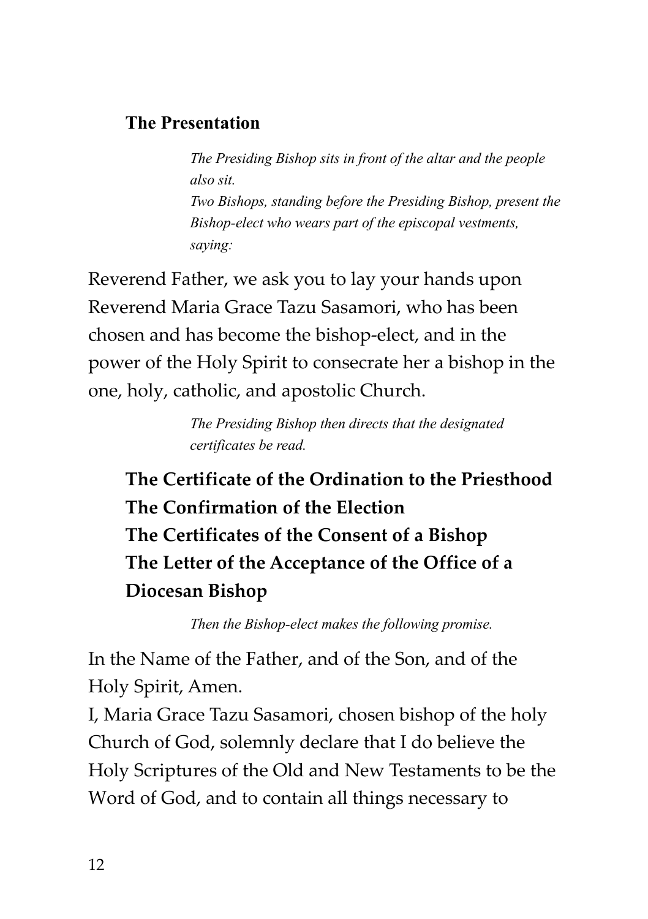## The Presentation

*The Presiding Bishop sits in front of the altar and the people also sit.*
*Two Bishops, standing before the Presiding Bishop, present the Bishop-elect who wears part of the episcopal vestments, saying:*

Reverend Father, we ask you to lay your hands upon Reverend Maria Grace Tazu Sasamori, who has been chosen and has become the bishop-elect, and in the power of the Holy Spirit to consecrate her a bishop in the one, holy, catholic, and apostolic Church.

*The Presiding Bishop then directs that the designated certificates be read.*

**The Certificate of the Ordination to the Priesthood**
**The Confirmation of the Election**
**The Certificates of the Consent of a Bishop**
**The Letter of the Acceptance of the Office of a Diocesan Bishop**

*Then the Bishop-elect makes the following promise.*

In the Name of the Father, and of the Son, and of the Holy Spirit, Amen.
I, Maria Grace Tazu Sasamori, chosen bishop of the holy Church of God, solemnly declare that I do believe the Holy Scriptures of the Old and New Testaments to be the Word of God, and to contain all things necessary to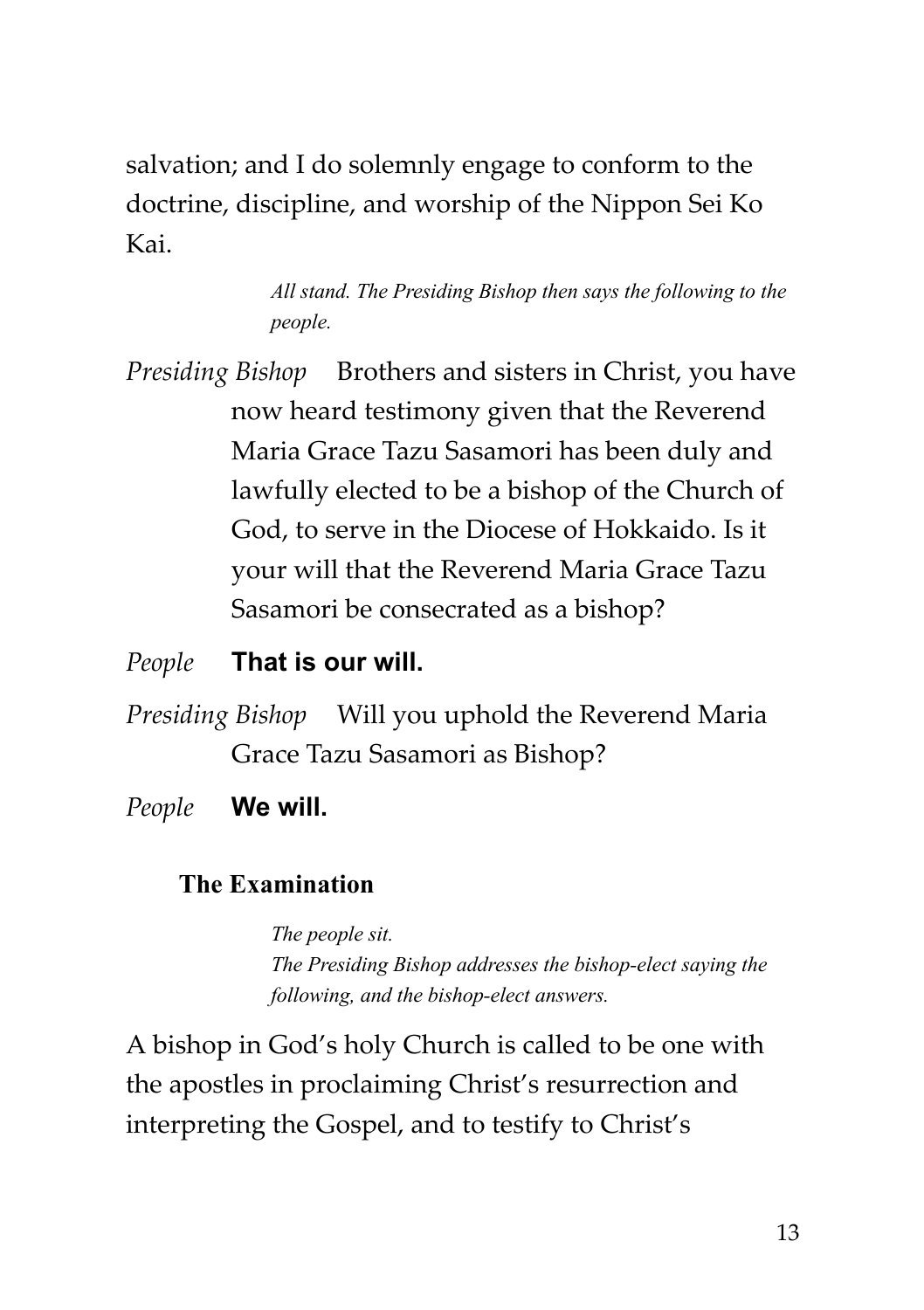salvation; and I do solemnly engage to conform to the doctrine, discipline, and worship of the Nippon Sei Ko Kai.

*All stand. The Presiding Bishop then says the following to the people.*

*Presiding Bishop* Brothers and sisters in Christ, you have now heard testimony given that the Reverend Maria Grace Tazu Sasamori has been duly and lawfully elected to be a bishop of the Church of God, to serve in the Diocese of Hokkaido. Is it your will that the Reverend Maria Grace Tazu Sasamori be consecrated as a bishop?

*People* **That is our will.**

*Presiding Bishop* Will you uphold the Reverend Maria Grace Tazu Sasamori as Bishop?

*People* **We will.**

### The Examination

*The people sit.*
*The Presiding Bishop addresses the bishop-elect saying the following, and the bishop-elect answers.*

A bishop in God's holy Church is called to be one with the apostles in proclaiming Christ's resurrection and interpreting the Gospel, and to testify to Christ's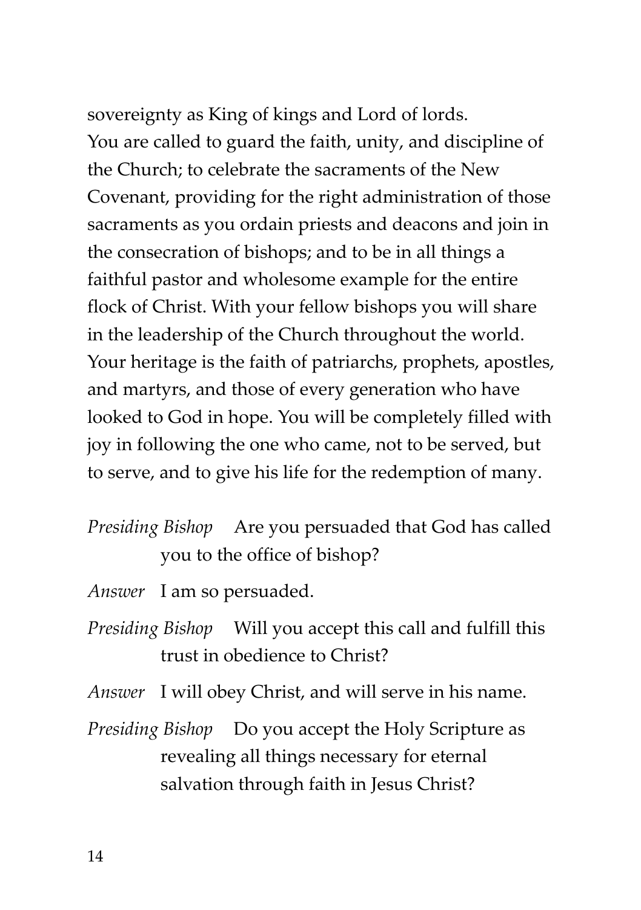sovereignty as King of kings and Lord of lords.

You are called to guard the faith, unity, and discipline of the Church; to celebrate the sacraments of the New Covenant, providing for the right administration of those sacraments as you ordain priests and deacons and join in the consecration of bishops; and to be in all things a faithful pastor and wholesome example for the entire flock of Christ. With your fellow bishops you will share in the leadership of the Church throughout the world. Your heritage is the faith of patriarchs, prophets, apostles, and martyrs, and those of every generation who have looked to God in hope. You will be completely filled with joy in following the one who came, not to be served, but to serve, and to give his life for the redemption of many.

*Presiding Bishop* Are you persuaded that God has called you to the office of bishop?

*Answer* I am so persuaded.

*Presiding Bishop* Will you accept this call and fulfill this trust in obedience to Christ?

*Answer* I will obey Christ, and will serve in his name.

*Presiding Bishop* Do you accept the Holy Scripture as revealing all things necessary for eternal salvation through faith in Jesus Christ?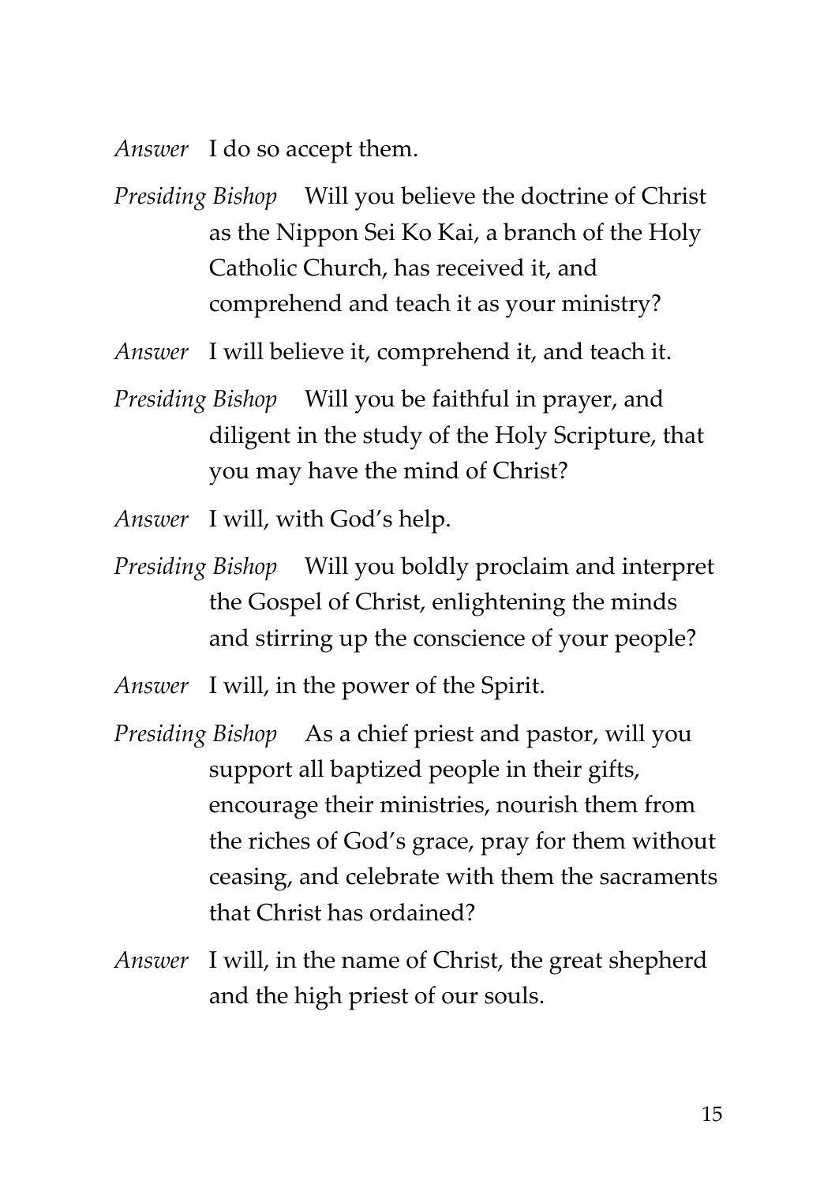*Answer* I do so accept them.

*Presiding Bishop* Will you believe the doctrine of Christ as the Nippon Sei Ko Kai, a branch of the Holy Catholic Church, has received it, and comprehend and teach it as your ministry?

*Answer* I will believe it, comprehend it, and teach it.

*Presiding Bishop* Will you be faithful in prayer, and diligent in the study of the Holy Scripture, that you may have the mind of Christ?

*Answer* I will, with God's help.

*Presiding Bishop* Will you boldly proclaim and interpret the Gospel of Christ, enlightening the minds and stirring up the conscience of your people?

*Answer* I will, in the power of the Spirit.

*Presiding Bishop* As a chief priest and pastor, will you support all baptized people in their gifts, encourage their ministries, nourish them from the riches of God's grace, pray for them without ceasing, and celebrate with them the sacraments that Christ has ordained?

*Answer* I will, in the name of Christ, the great shepherd and the high priest of our souls.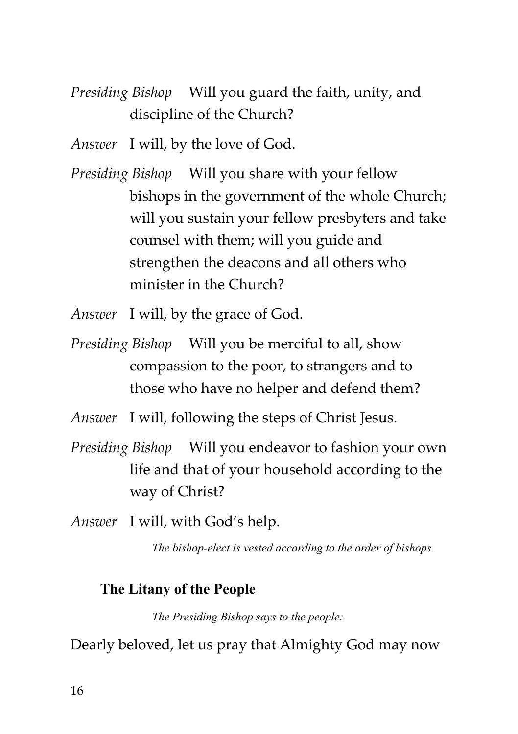*Presiding Bishop* Will you guard the faith, unity, and discipline of the Church?

*Answer* I will, by the love of God.

*Presiding Bishop* Will you share with your fellow bishops in the government of the whole Church; will you sustain your fellow presbyters and take counsel with them; will you guide and strengthen the deacons and all others who minister in the Church?

*Answer* I will, by the grace of God.

*Presiding Bishop* Will you be merciful to all, show compassion to the poor, to strangers and to those who have no helper and defend them?

*Answer* I will, following the steps of Christ Jesus.

*Presiding Bishop* Will you endeavor to fashion your own life and that of your household according to the way of Christ?

*Answer* I will, with God's help.

*The bishop-elect is vested according to the order of bishops.*

**The Litany of the People**

*The Presiding Bishop says to the people:*

Dearly beloved, let us pray that Almighty God may now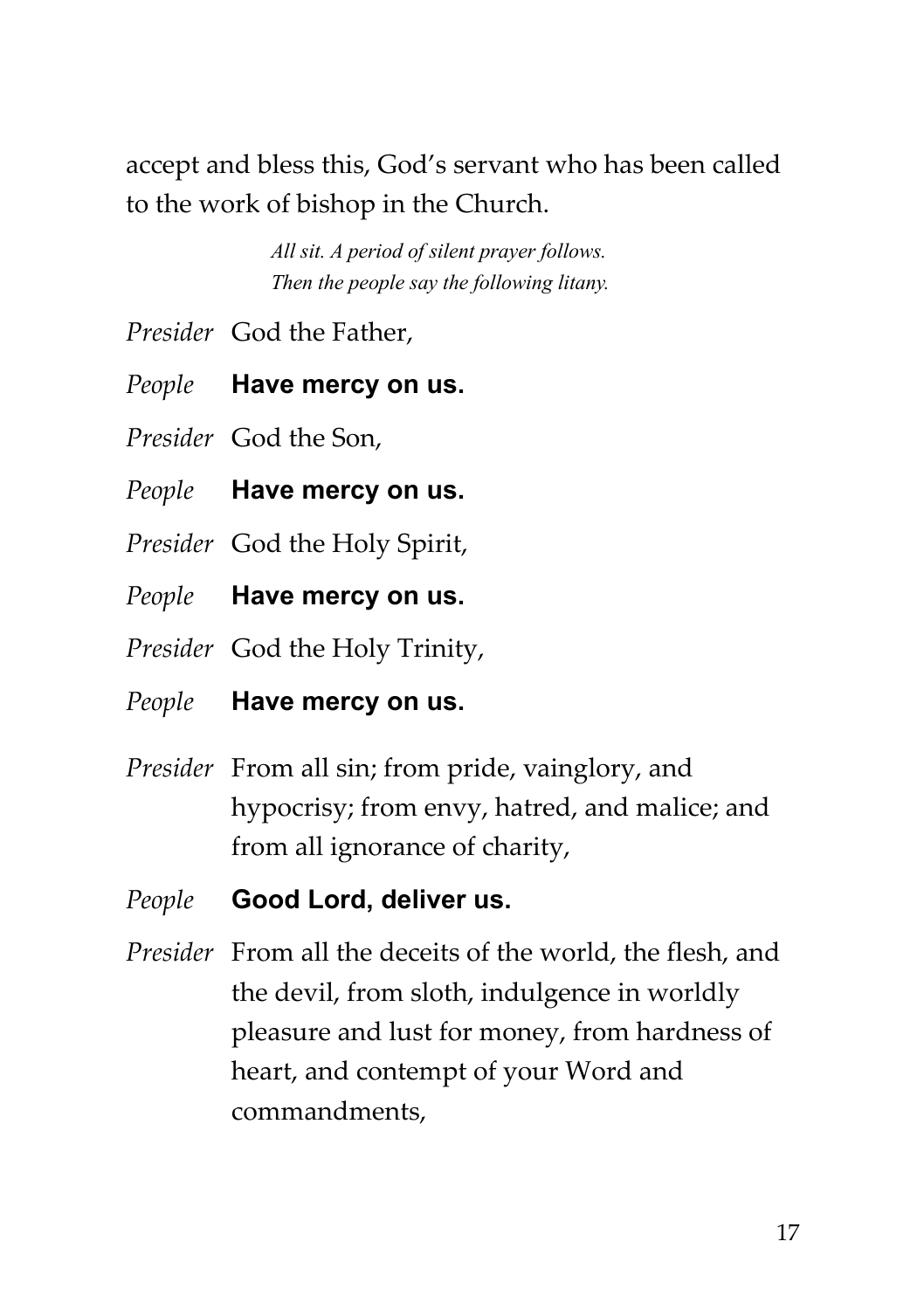accept and bless this, God's servant who has been called to the work of bishop in the Church.

*All sit. A period of silent prayer follows.*
*Then the people say the following litany.*

*Presider* God the Father,

*People* **Have mercy on us.**

*Presider* God the Son,

*People* **Have mercy on us.**

*Presider* God the Holy Spirit,

*People* **Have mercy on us.**

*Presider* God the Holy Trinity,

*People* **Have mercy on us.**

*Presider* From all sin; from pride, vainglory, and hypocrisy; from envy, hatred, and malice; and from all ignorance of charity,

*People* **Good Lord, deliver us.**

*Presider* From all the deceits of the world, the flesh, and the devil, from sloth, indulgence in worldly pleasure and lust for money, from hardness of heart, and contempt of your Word and commandments,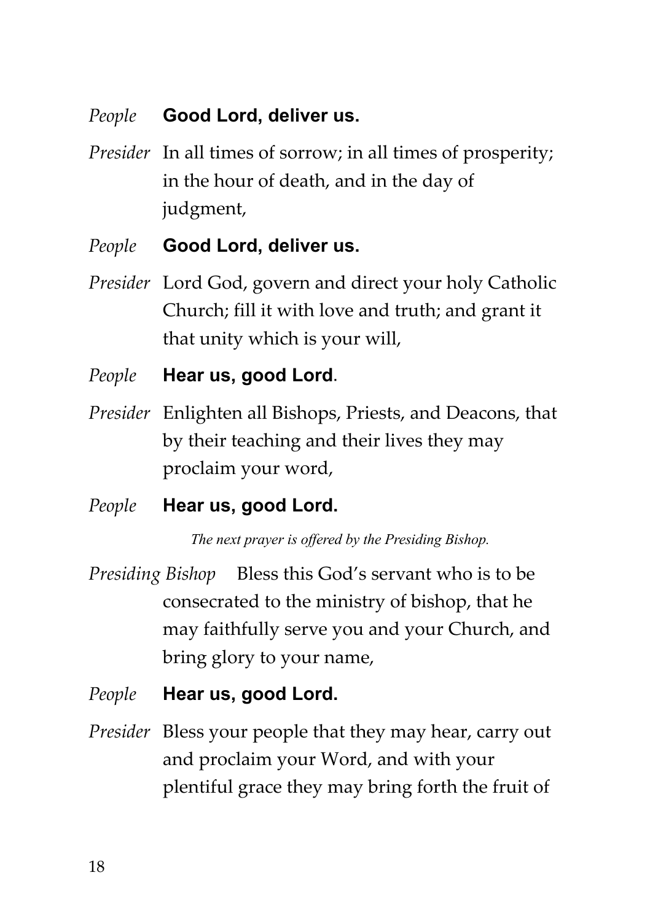*People* **Good Lord, deliver us.**

*Presider* In all times of sorrow; in all times of prosperity; in the hour of death, and in the day of judgment,

*People* **Good Lord, deliver us.**

*Presider* Lord God, govern and direct your holy Catholic Church; fill it with love and truth; and grant it that unity which is your will,

*People* **Hear us, good Lord**.

*Presider* Enlighten all Bishops, Priests, and Deacons, that by their teaching and their lives they may proclaim your word,

*People* **Hear us, good Lord.**

*The next prayer is offered by the Presiding Bishop.*

*Presiding Bishop* Bless this God's servant who is to be consecrated to the ministry of bishop, that he may faithfully serve you and your Church, and bring glory to your name,

*People* **Hear us, good Lord.**

*Presider* Bless your people that they may hear, carry out and proclaim your Word, and with your plentiful grace they may bring forth the fruit of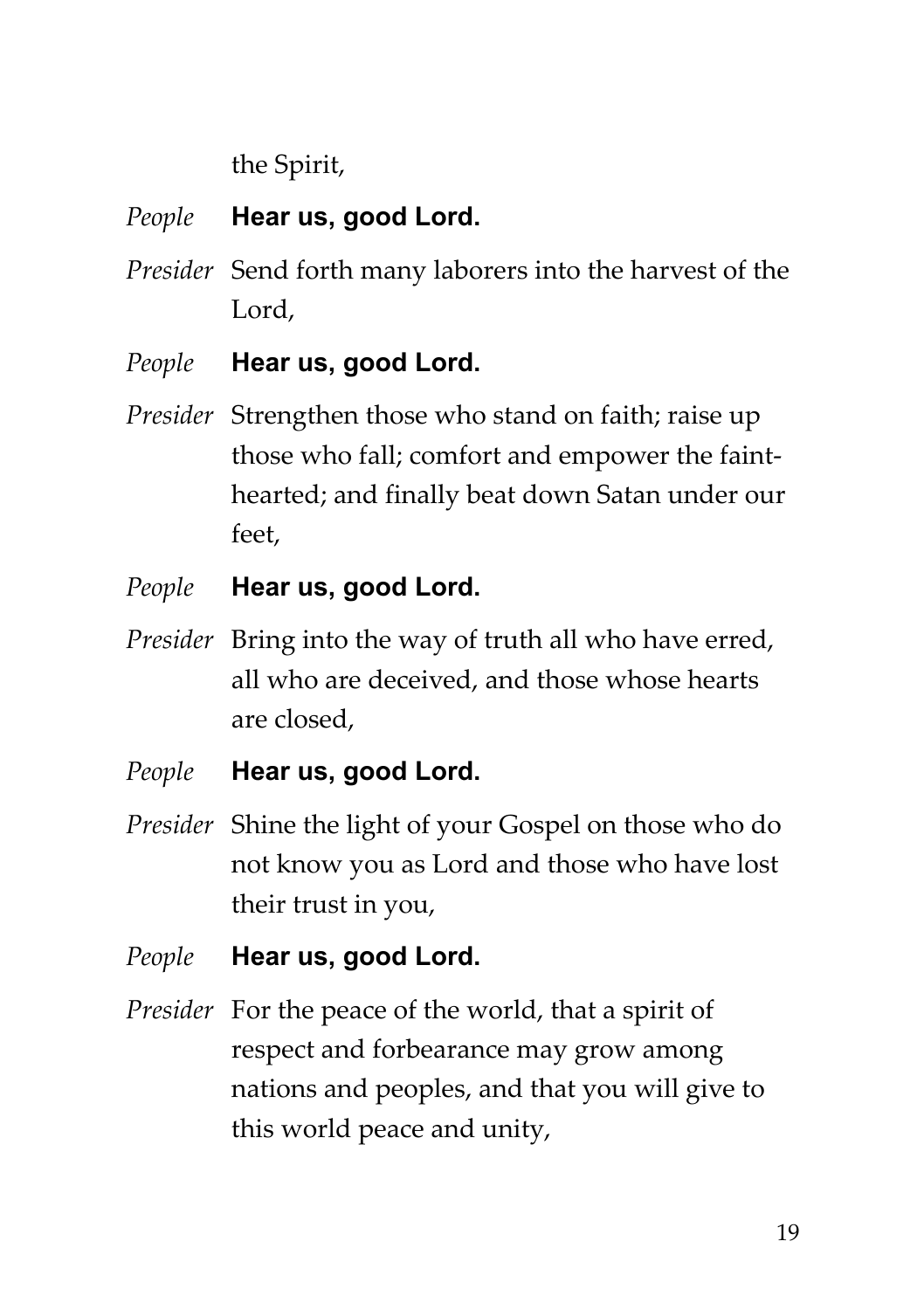the Spirit,

*People* **Hear us, good Lord.**

*Presider* Send forth many laborers into the harvest of the Lord,

*People* **Hear us, good Lord.**

*Presider* Strengthen those who stand on faith; raise up those who fall; comfort and empower the faint-hearted; and finally beat down Satan under our feet,

*People* **Hear us, good Lord.**

*Presider* Bring into the way of truth all who have erred, all who are deceived, and those whose hearts are closed,

*People* **Hear us, good Lord.**

*Presider* Shine the light of your Gospel on those who do not know you as Lord and those who have lost their trust in you,

*People* **Hear us, good Lord.**

*Presider* For the peace of the world, that a spirit of respect and forbearance may grow among nations and peoples, and that you will give to this world peace and unity,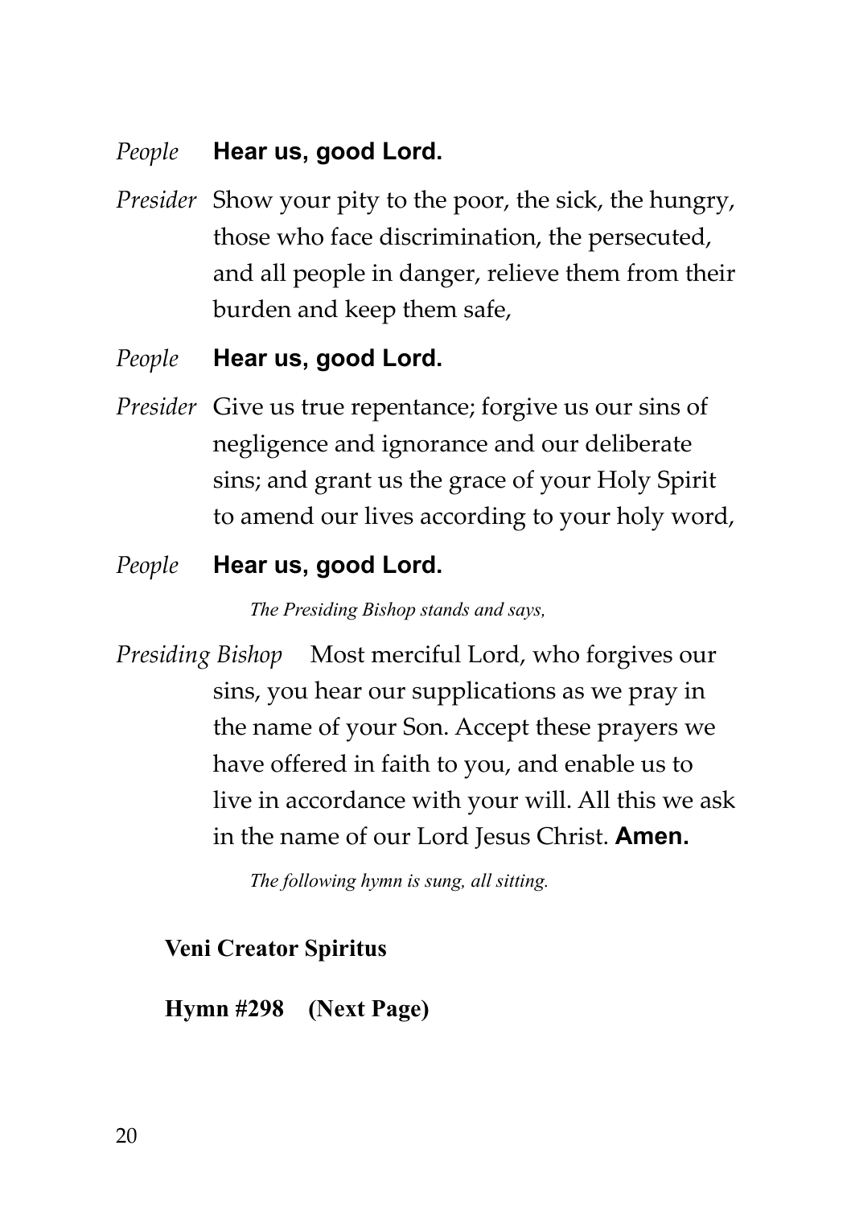*People* **Hear us, good Lord.**

*Presider* Show your pity to the poor, the sick, the hungry, those who face discrimination, the persecuted, and all people in danger, relieve them from their burden and keep them safe,

*People* **Hear us, good Lord.**

*Presider* Give us true repentance; forgive us our sins of negligence and ignorance and our deliberate sins; and grant us the grace of your Holy Spirit to amend our lives according to your holy word,

*People* **Hear us, good Lord.**

*The Presiding Bishop stands and says,*

*Presiding Bishop* Most merciful Lord, who forgives our sins, you hear our supplications as we pray in the name of your Son. Accept these prayers we have offered in faith to you, and enable us to live in accordance with your will. All this we ask in the name of our Lord Jesus Christ. **Amen.**

*The following hymn is sung, all sitting.*

**Veni Creator Spiritus**

**Hymn #298 (Next Page)**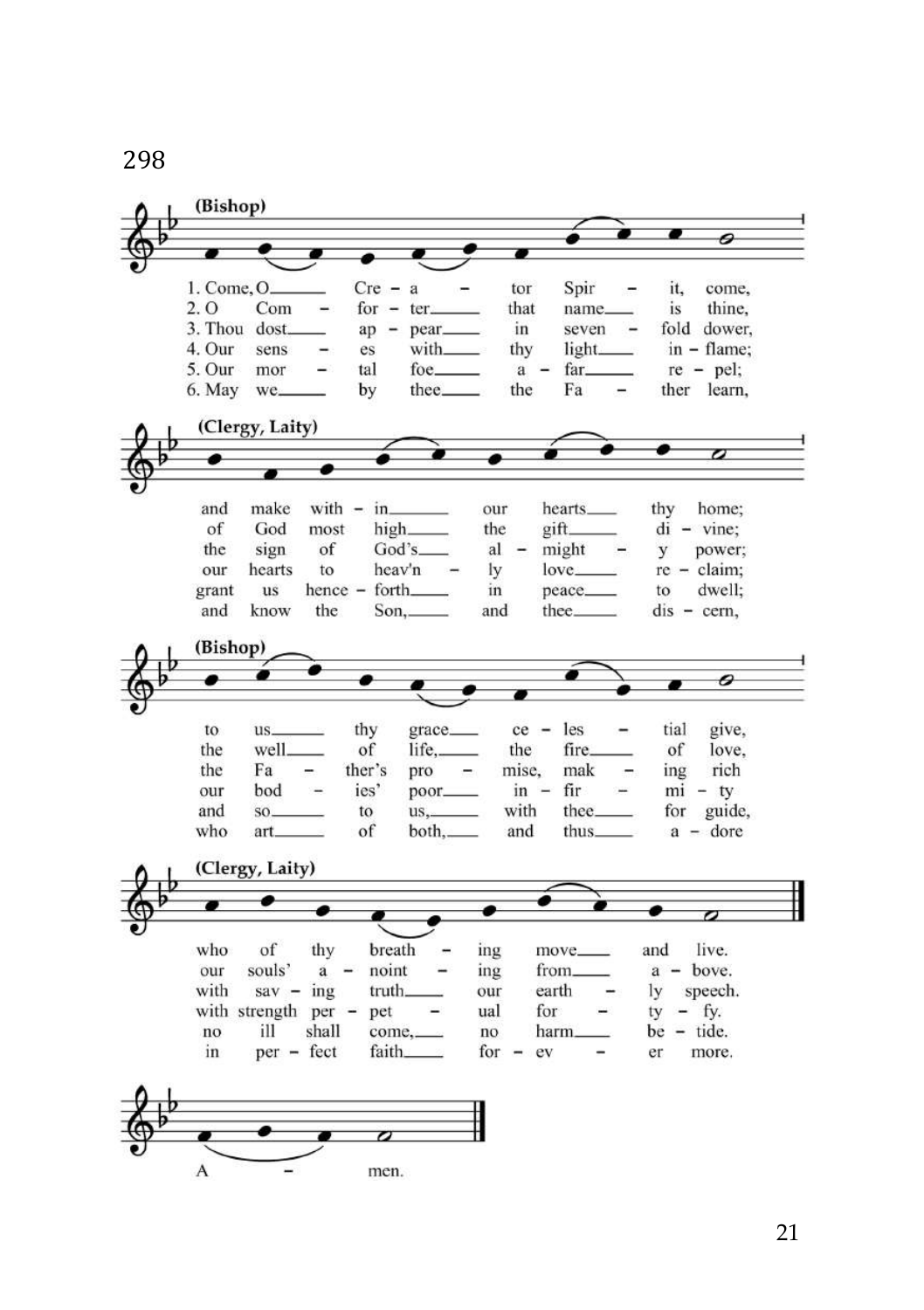298

**(Bishop)**

1. Come, O Cre - a - tor Spir - it, come,
2. O Com - for - ter that name is thine,
3. Thou dost ap - pear in seven - fold dower,
4. Our sens - es with thy light in - flame;
5. Our mor - tal foe a - far re - pel;
6. May we by thee the Fa - ther learn,

**(Clergy, Laity)**

and make with - in our hearts thy home;
of God most high the gift di - vine;
the sign of God's al - might - y power;
our hearts to heav'n - ly love re - claim;
grant us hence - forth in peace to dwell;
and know the Son, and thee dis - cern,

**(Bishop)**

to us thy grace ce - les - tial give,
the well of life, the fire of love,
the Fa - ther's pro - mise, mak - ing rich
our bod - ies' poor in - fir - mi - ty
and so to us, with thee for guide,
who art of both, and thus a - dore

**(Clergy, Laity)**

who of thy breath - ing move and live.
our souls' a - noint - ing from a - bove.
with sav - ing truth our earth - ly speech.
with strength per - pet - ual for - ti - fy.
no ill shall come, no harm be - tide.
in per - fect faith for - ev - er more.

A - men.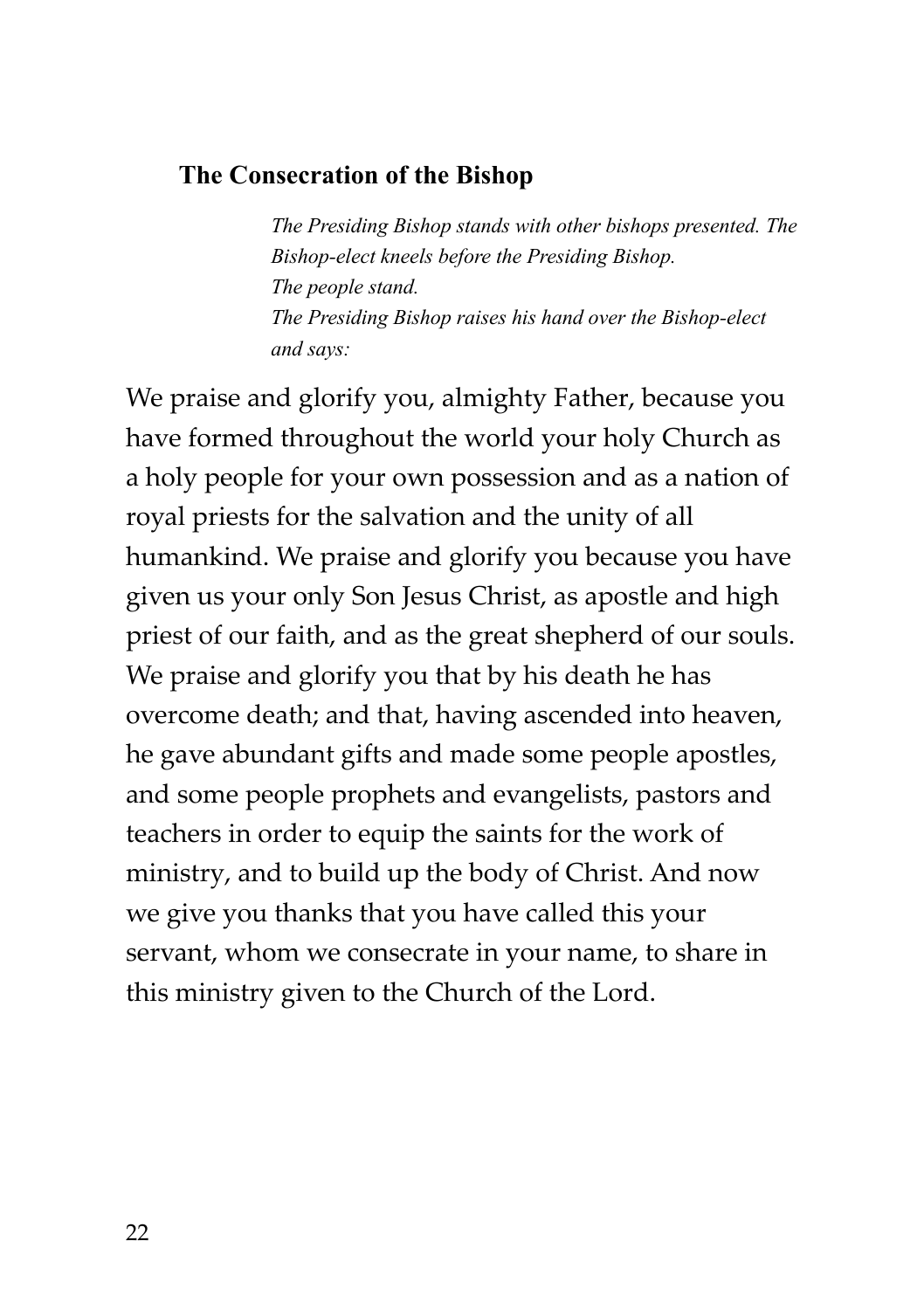## The Consecration of the Bishop

*The Presiding Bishop stands with other bishops presented. The Bishop-elect kneels before the Presiding Bishop.*
*The people stand.*
*The Presiding Bishop raises his hand over the Bishop-elect and says:*

We praise and glorify you, almighty Father, because you have formed throughout the world your holy Church as a holy people for your own possession and as a nation of royal priests for the salvation and the unity of all humankind. We praise and glorify you because you have given us your only Son Jesus Christ, as apostle and high priest of our faith, and as the great shepherd of our souls. We praise and glorify you that by his death he has overcome death; and that, having ascended into heaven, he gave abundant gifts and made some people apostles, and some people prophets and evangelists, pastors and teachers in order to equip the saints for the work of ministry, and to build up the body of Christ. And now we give you thanks that you have called this your servant, whom we consecrate in your name, to share in this ministry given to the Church of the Lord.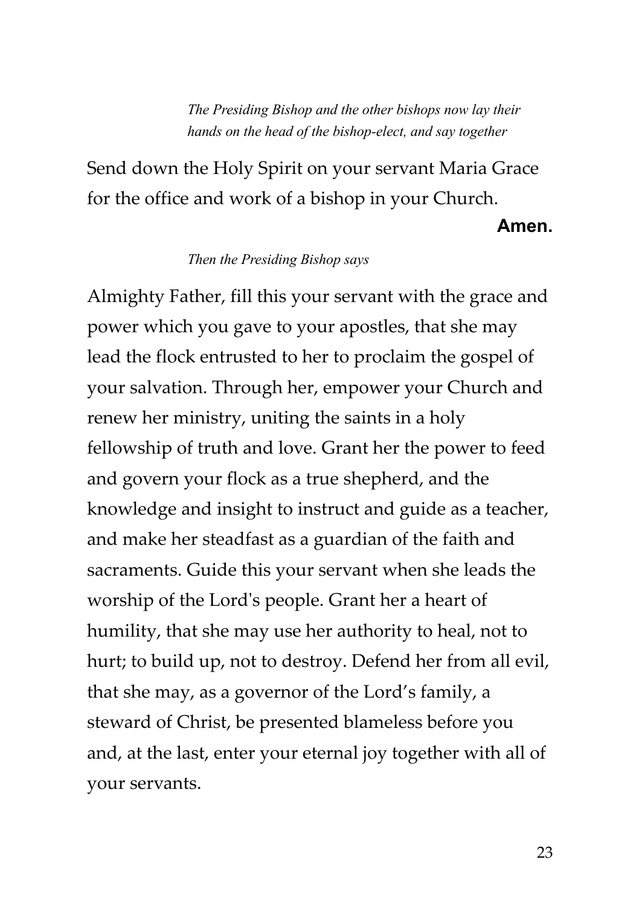*The Presiding Bishop and the other bishops now lay their hands on the head of the bishop-elect, and say together*

Send down the Holy Spirit on your servant Maria Grace for the office and work of a bishop in your Church.

**Amen.**

*Then the Presiding Bishop says*

Almighty Father, fill this your servant with the grace and power which you gave to your apostles, that she may lead the flock entrusted to her to proclaim the gospel of your salvation. Through her, empower your Church and renew her ministry, uniting the saints in a holy fellowship of truth and love. Grant her the power to feed and govern your flock as a true shepherd, and the knowledge and insight to instruct and guide as a teacher, and make her steadfast as a guardian of the faith and sacraments. Guide this your servant when she leads the worship of the Lord's people. Grant her a heart of humility, that she may use her authority to heal, not to hurt; to build up, not to destroy. Defend her from all evil, that she may, as a governor of the Lord's family, a steward of Christ, be presented blameless before you and, at the last, enter your eternal joy together with all of your servants.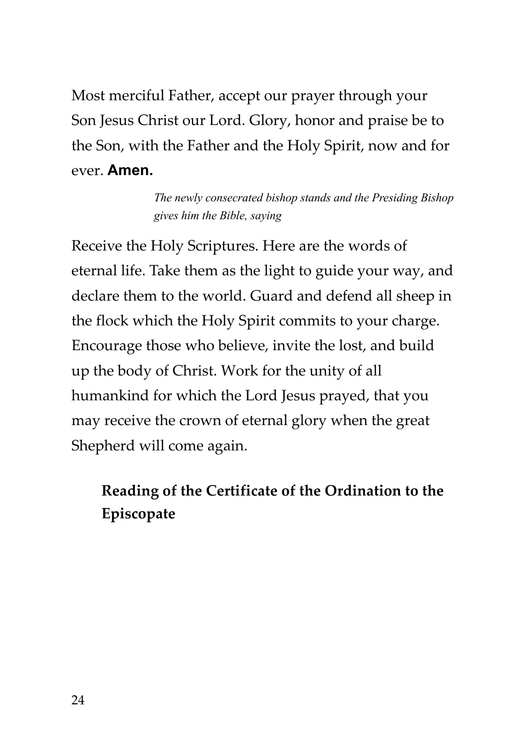Most merciful Father, accept our prayer through your Son Jesus Christ our Lord. Glory, honor and praise be to the Son, with the Father and the Holy Spirit, now and for ever. **Amen.**

*The newly consecrated bishop stands and the Presiding Bishop gives him the Bible, saying*

Receive the Holy Scriptures. Here are the words of eternal life. Take them as the light to guide your way, and declare them to the world. Guard and defend all sheep in the flock which the Holy Spirit commits to your charge. Encourage those who believe, invite the lost, and build up the body of Christ. Work for the unity of all humankind for which the Lord Jesus prayed, that you may receive the crown of eternal glory when the great Shepherd will come again.

**Reading of the Certificate of the Ordination to the Episcopate**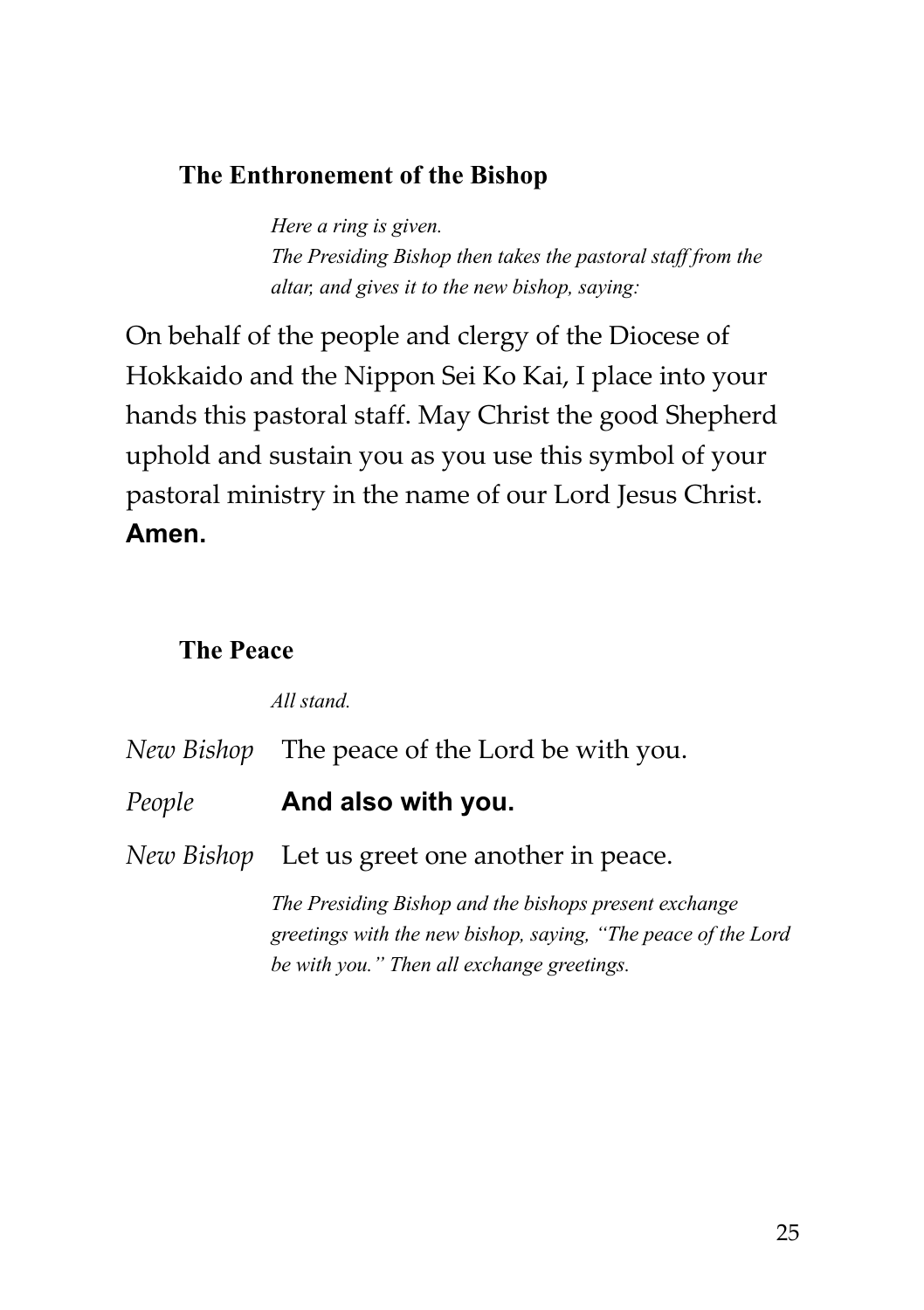### The Enthronement of the Bishop

*Here a ring is given.*
*The Presiding Bishop then takes the pastoral staff from the altar, and gives it to the new bishop, saying:*

On behalf of the people and clergy of the Diocese of Hokkaido and the Nippon Sei Ko Kai, I place into your hands this pastoral staff. May Christ the good Shepherd uphold and sustain you as you use this symbol of your pastoral ministry in the name of our Lord Jesus Christ. **Amen.**

### The Peace

*All stand.*

*New Bishop* The peace of the Lord be with you.

*People* **And also with you.**

*New Bishop* Let us greet one another in peace.

*The Presiding Bishop and the bishops present exchange greetings with the new bishop, saying, "The peace of the Lord be with you." Then all exchange greetings.*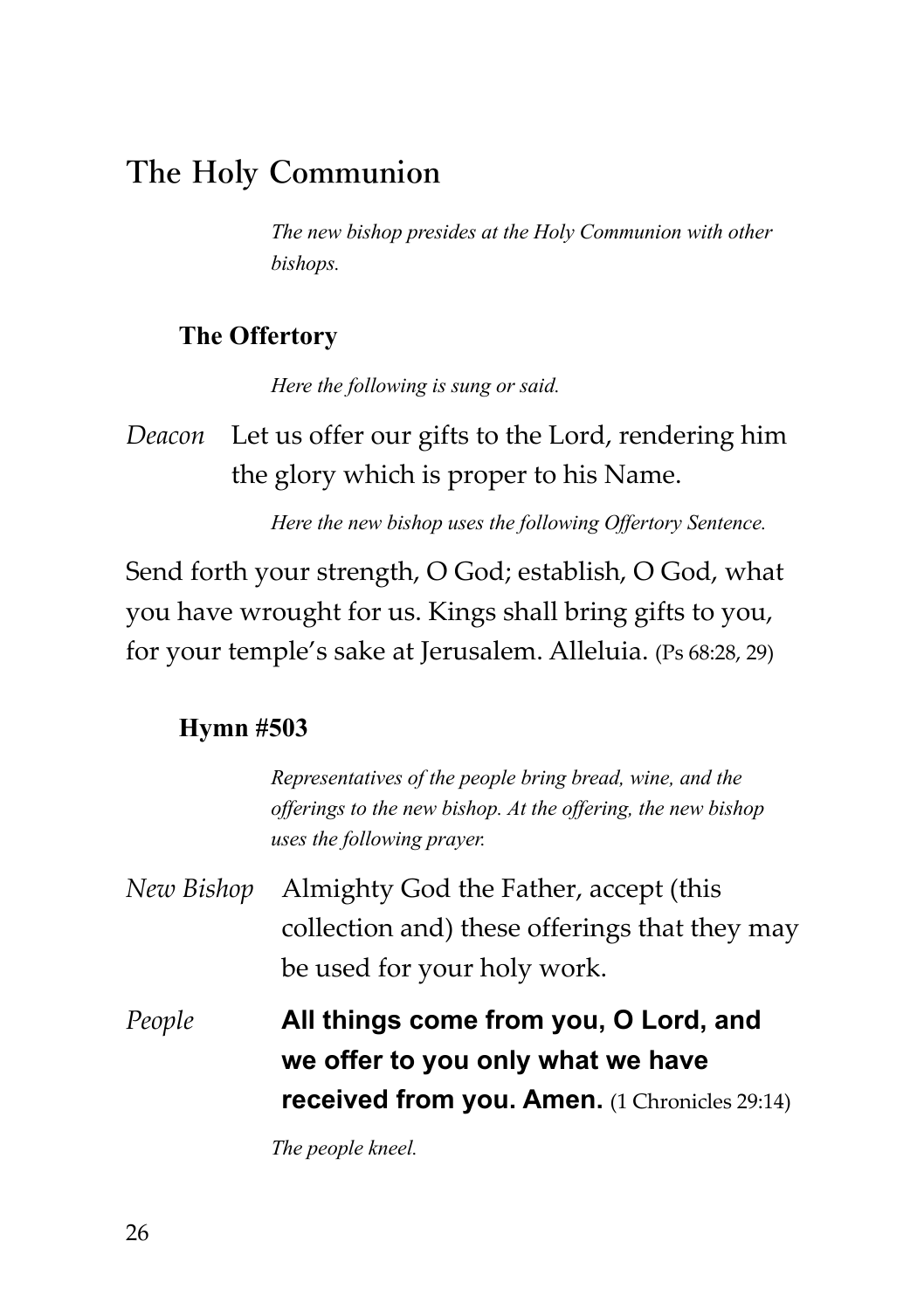## The Holy Communion

*The new bishop presides at the Holy Communion with other bishops.*

### The Offertory

*Here the following is sung or said.*

*Deacon* Let us offer our gifts to the Lord, rendering him the glory which is proper to his Name.

*Here the new bishop uses the following Offertory Sentence.*

Send forth your strength, O God; establish, O God, what you have wrought for us. Kings shall bring gifts to you, for your temple's sake at Jerusalem. Alleluia. (Ps 68:28, 29)

### Hymn #503

*Representatives of the people bring bread, wine, and the offerings to the new bishop. At the offering, the new bishop uses the following prayer.*

*New Bishop* Almighty God the Father, accept (this collection and) these offerings that they may be used for your holy work.

*People* **All things come from you, O Lord, and we offer to you only what we have received from you. Amen.** (1 Chronicles 29:14)

*The people kneel.*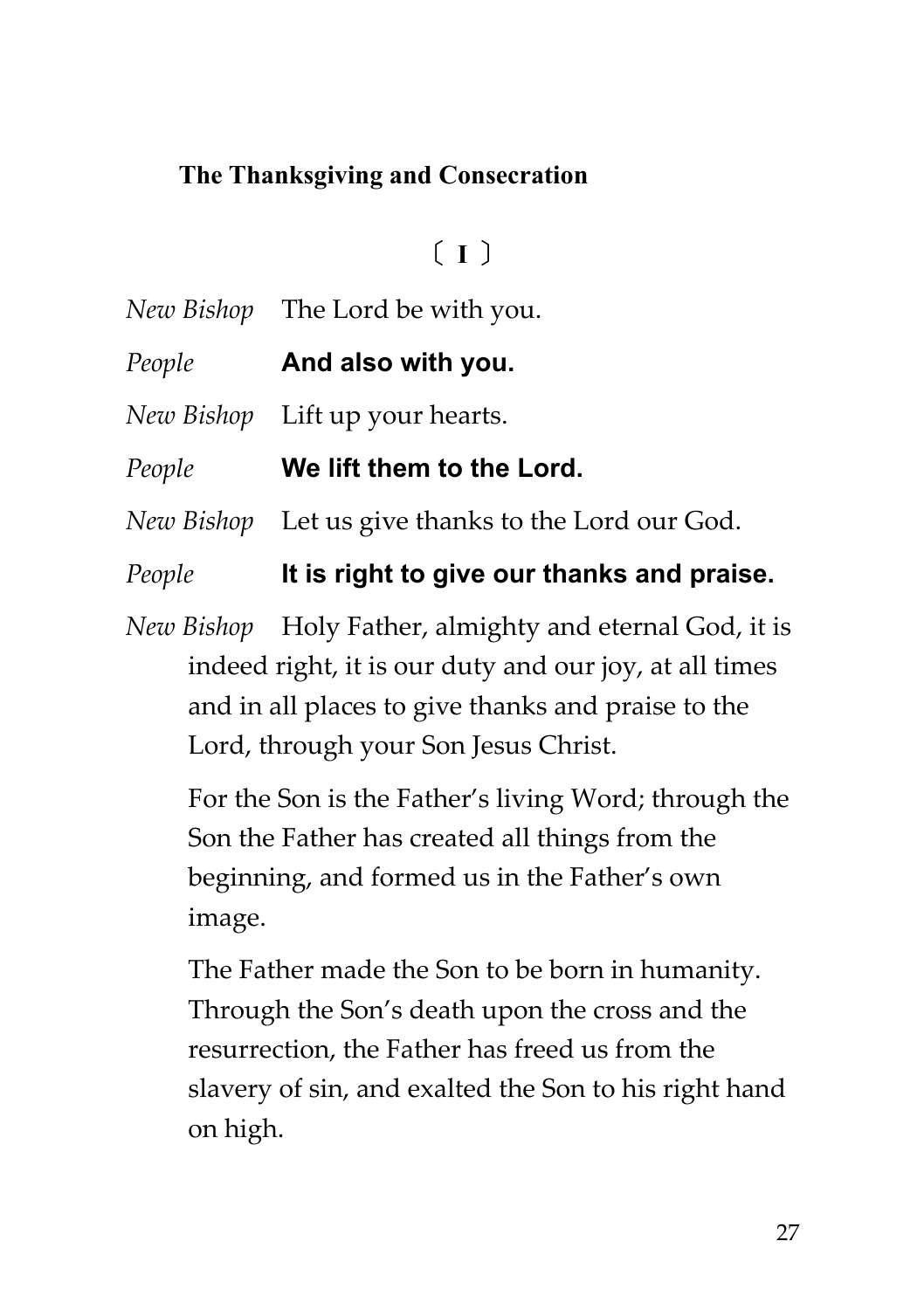## The Thanksgiving and Consecration

〔 I 〕

*New Bishop* The Lord be with you.

*People* **And also with you.**

*New Bishop* Lift up your hearts.

*People* **We lift them to the Lord.**

*New Bishop* Let us give thanks to the Lord our God.

*People* **It is right to give our thanks and praise.**

*New Bishop* Holy Father, almighty and eternal God, it is indeed right, it is our duty and our joy, at all times and in all places to give thanks and praise to the Lord, through your Son Jesus Christ.

For the Son is the Father's living Word; through the Son the Father has created all things from the beginning, and formed us in the Father's own image.

The Father made the Son to be born in humanity. Through the Son's death upon the cross and the resurrection, the Father has freed us from the slavery of sin, and exalted the Son to his right hand on high.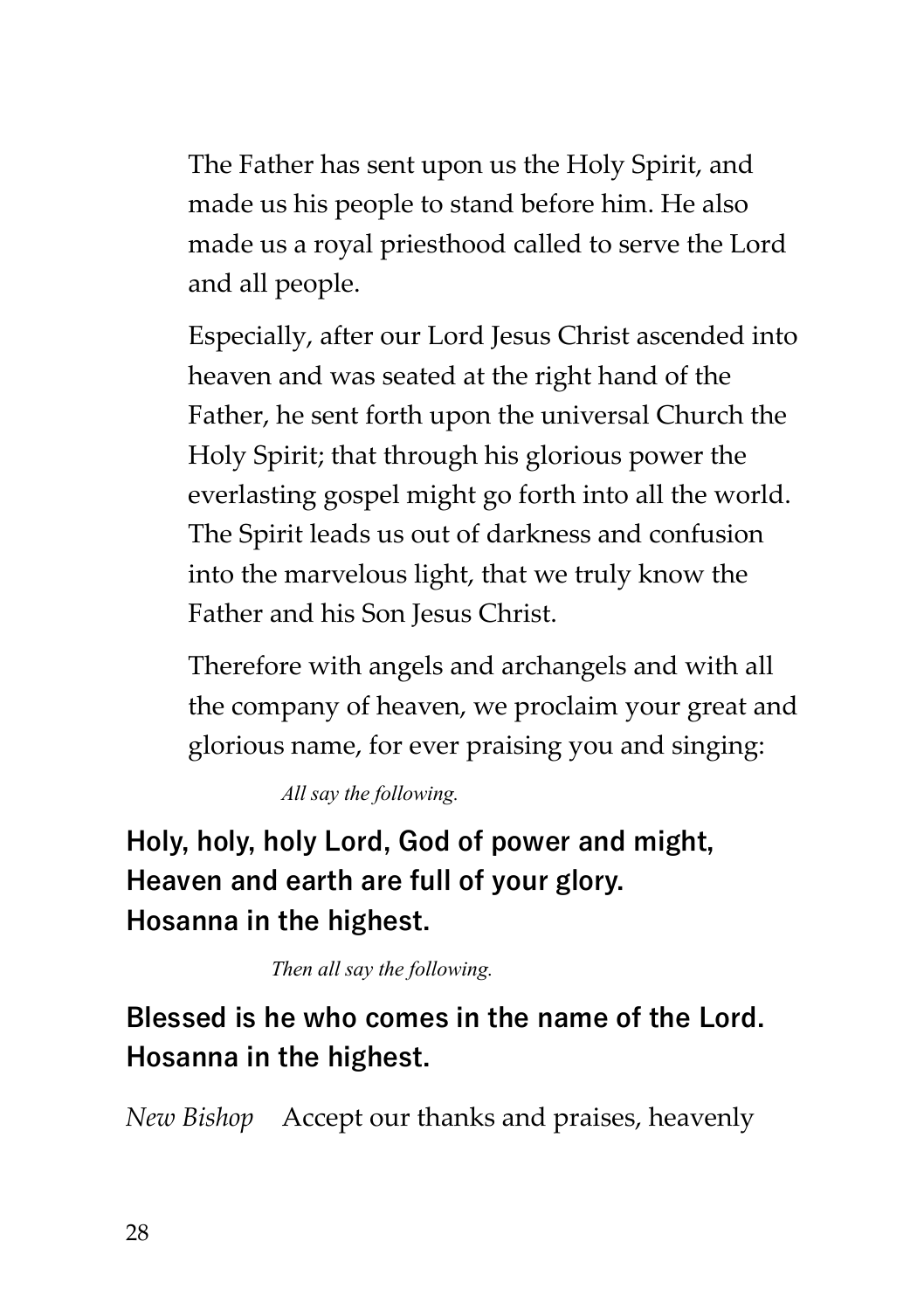The Father has sent upon us the Holy Spirit, and made us his people to stand before him. He also made us a royal priesthood called to serve the Lord and all people.

Especially, after our Lord Jesus Christ ascended into heaven and was seated at the right hand of the Father, he sent forth upon the universal Church the Holy Spirit; that through his glorious power the everlasting gospel might go forth into all the world. The Spirit leads us out of darkness and confusion into the marvelous light, that we truly know the Father and his Son Jesus Christ.

Therefore with angels and archangels and with all the company of heaven, we proclaim your great and glorious name, for ever praising you and singing:

*All say the following.*

**Holy, holy, holy Lord, God of power and might,**
**Heaven and earth are full of your glory.**
**Hosanna in the highest.**

*Then all say the following.*

**Blessed is he who comes in the name of the Lord.**
**Hosanna in the highest.**

*New Bishop* Accept our thanks and praises, heavenly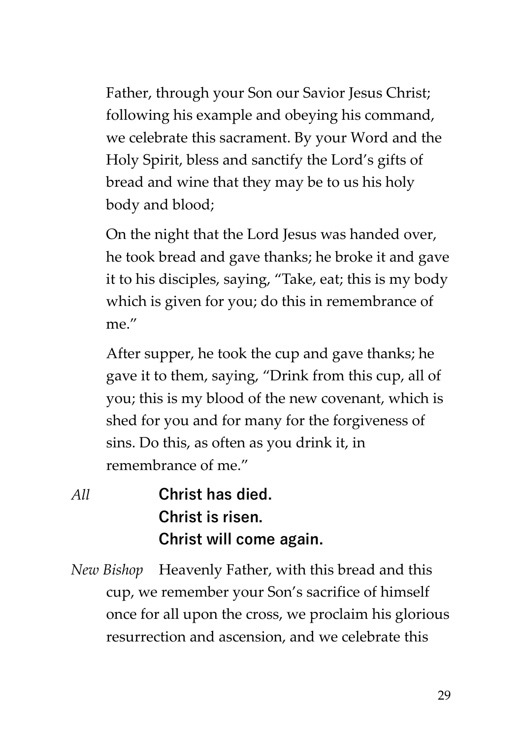Father, through your Son our Savior Jesus Christ; following his example and obeying his command, we celebrate this sacrament. By your Word and the Holy Spirit, bless and sanctify the Lord's gifts of bread and wine that they may be to us his holy body and blood;

On the night that the Lord Jesus was handed over, he took bread and gave thanks; he broke it and gave it to his disciples, saying, "Take, eat; this is my body which is given for you; do this in remembrance of me."

After supper, he took the cup and gave thanks; he gave it to them, saying, "Drink from this cup, all of you; this is my blood of the new covenant, which is shed for you and for many for the forgiveness of sins. Do this, as often as you drink it, in remembrance of me."

*All* **Christ has died.**
**Christ is risen.**
**Christ will come again.**

*New Bishop* Heavenly Father, with this bread and this cup, we remember your Son's sacrifice of himself once for all upon the cross, we proclaim his glorious resurrection and ascension, and we celebrate this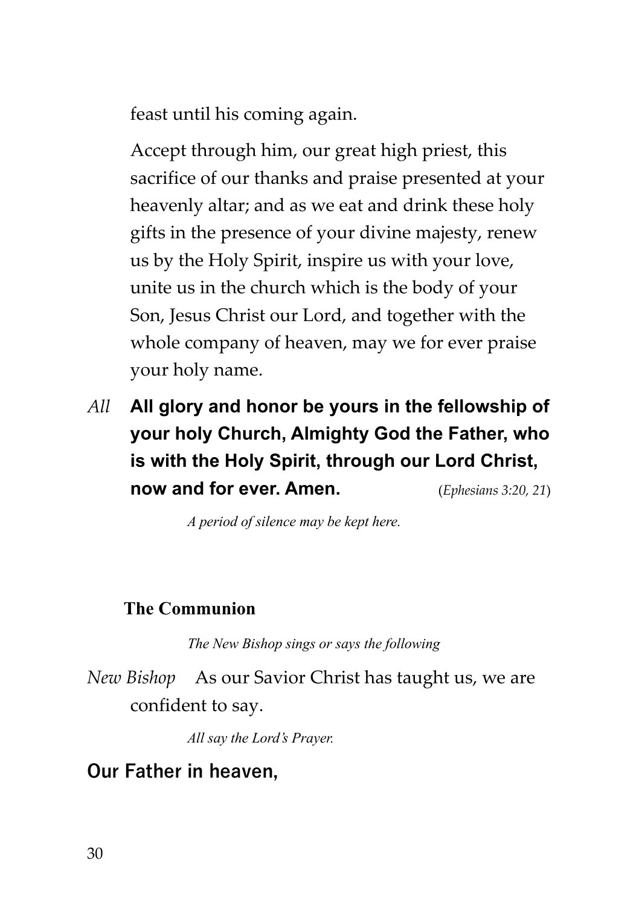feast until his coming again.

Accept through him, our great high priest, this sacrifice of our thanks and praise presented at your heavenly altar; and as we eat and drink these holy gifts in the presence of your divine majesty, renew us by the Holy Spirit, inspire us with your love, unite us in the church which is the body of your Son, Jesus Christ our Lord, and together with the whole company of heaven, may we for ever praise your holy name.

*All* **All glory and honor be yours in the fellowship of your holy Church, Almighty God the Father, who is with the Holy Spirit, through our Lord Christ, now and for ever. Amen.** (*Ephesians 3:20, 21*)

*A period of silence may be kept here.*

### The Communion

*The New Bishop sings or says the following*

*New Bishop* As our Savior Christ has taught us, we are confident to say.

*All say the Lord's Prayer.*

**Our Father in heaven,**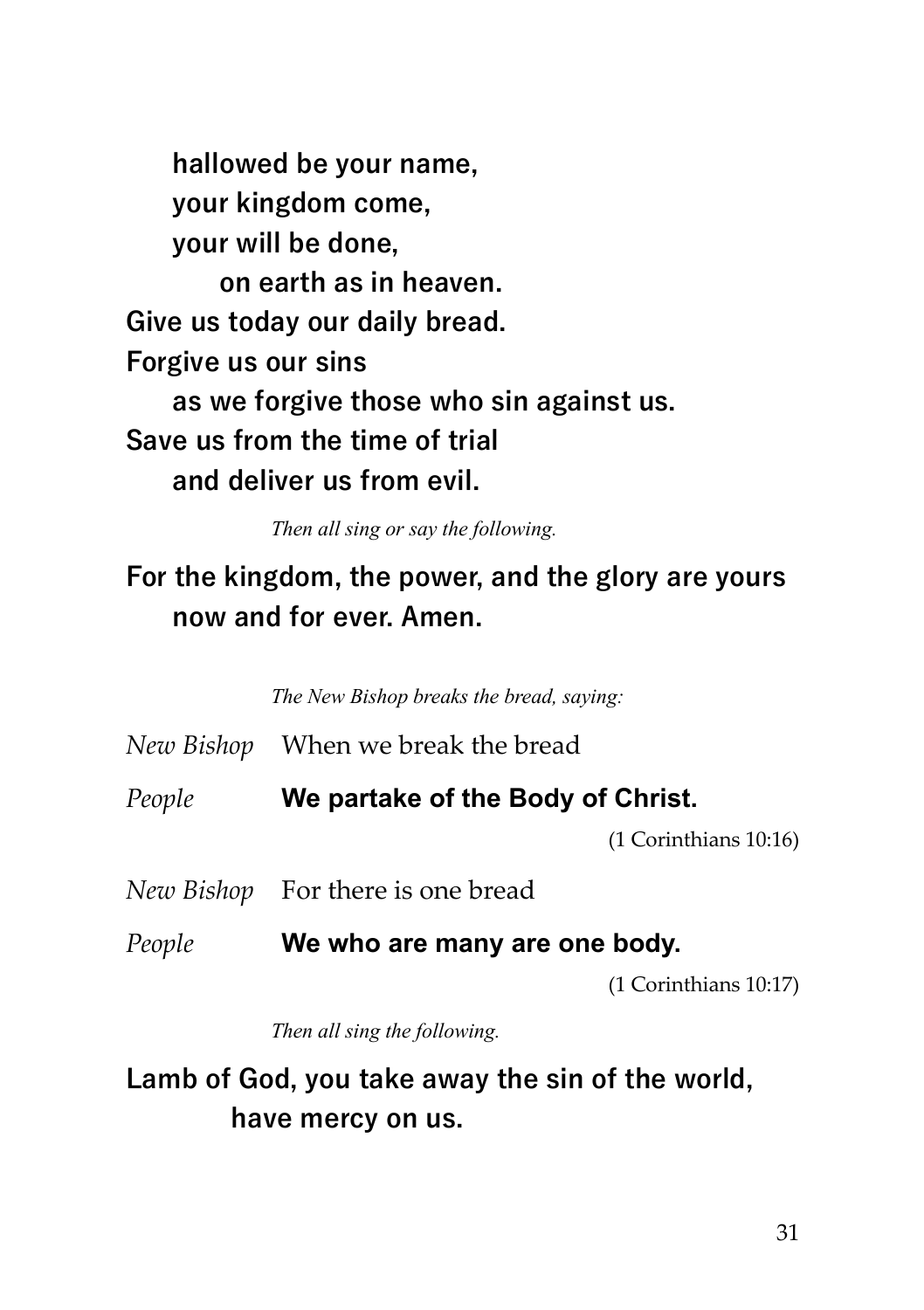**hallowed be your name,**
**your kingdom come,**
**your will be done,**
**on earth as in heaven.**
**Give us today our daily bread.**
**Forgive us our sins**
**as we forgive those who sin against us.**
**Save us from the time of trial**
**and deliver us from evil.**

*Then all sing or say the following.*

**For the kingdom, the power, and the glory are yours now and for ever. Amen.**

*The New Bishop breaks the bread, saying:*

*New Bishop* When we break the bread

*People* **We partake of the Body of Christ.**

(1 Corinthians 10:16)

*New Bishop* For there is one bread

*People* **We who are many are one body.**

(1 Corinthians 10:17)

*Then all sing the following.*

**Lamb of God, you take away the sin of the world,**
**have mercy on us.**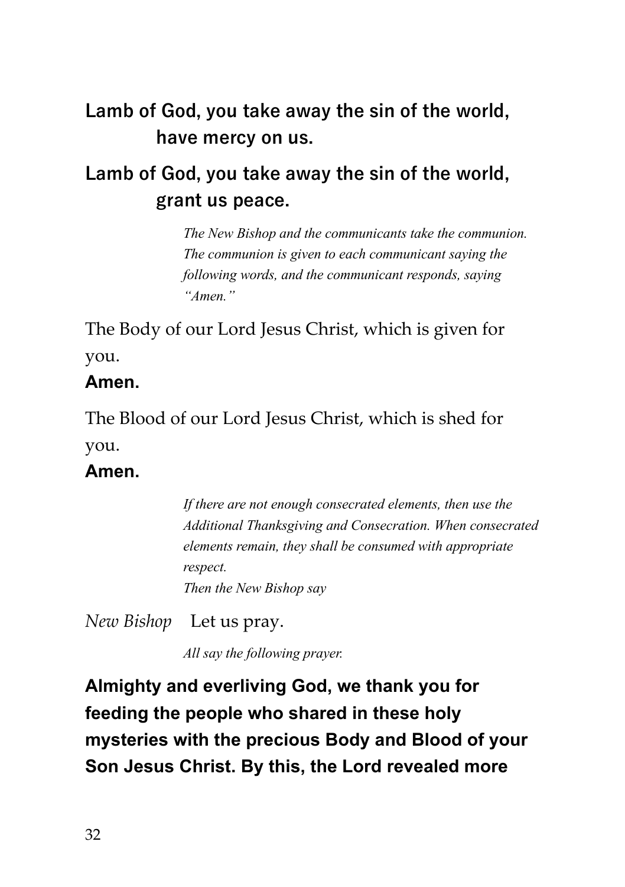**Lamb of God, you take away the sin of the world,**
**have mercy on us.**

**Lamb of God, you take away the sin of the world,**
**grant us peace.**

*The New Bishop and the communicants take the communion. The communion is given to each communicant saying the following words, and the communicant responds, saying "Amen."*

The Body of our Lord Jesus Christ, which is given for you.

**Amen.**

The Blood of our Lord Jesus Christ, which is shed for you.

**Amen.**

*If there are not enough consecrated elements, then use the Additional Thanksgiving and Consecration. When consecrated elements remain, they shall be consumed with appropriate respect.*
*Then the New Bishop say*

*New Bishop* Let us pray.

*All say the following prayer.*

**Almighty and everliving God, we thank you for feeding the people who shared in these holy mysteries with the precious Body and Blood of your Son Jesus Christ. By this, the Lord revealed more**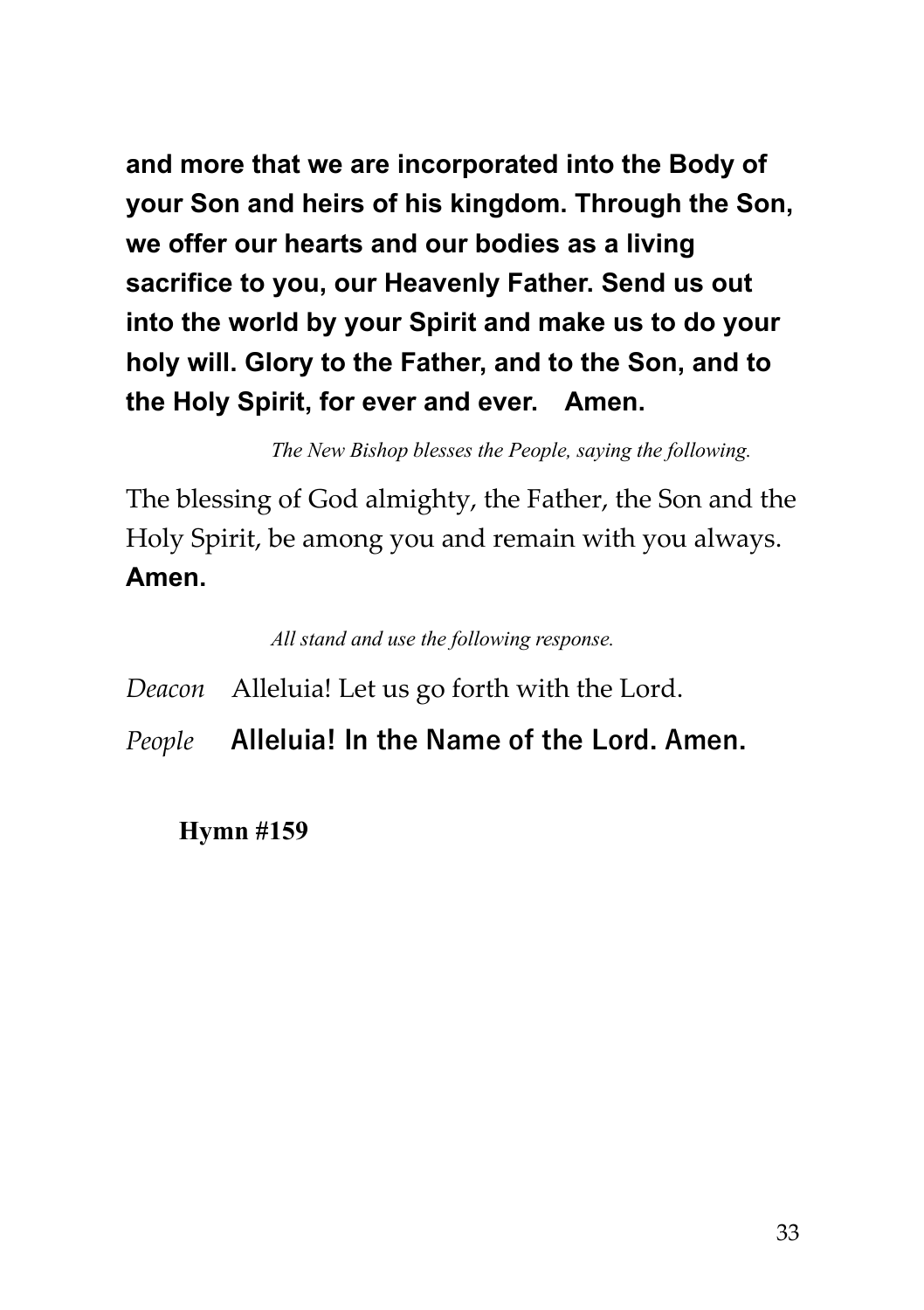**and more that we are incorporated into the Body of your Son and heirs of his kingdom. Through the Son, we offer our hearts and our bodies as a living sacrifice to you, our Heavenly Father. Send us out into the world by your Spirit and make us to do your holy will. Glory to the Father, and to the Son, and to the Holy Spirit, for ever and ever. Amen.**

*The New Bishop blesses the People, saying the following.*

The blessing of God almighty, the Father, the Son and the Holy Spirit, be among you and remain with you always. **Amen.**

*All stand and use the following response.*

*Deacon* Alleluia! Let us go forth with the Lord.

*People* **Alleluia! In the Name of the Lord. Amen.**

**Hymn #159**